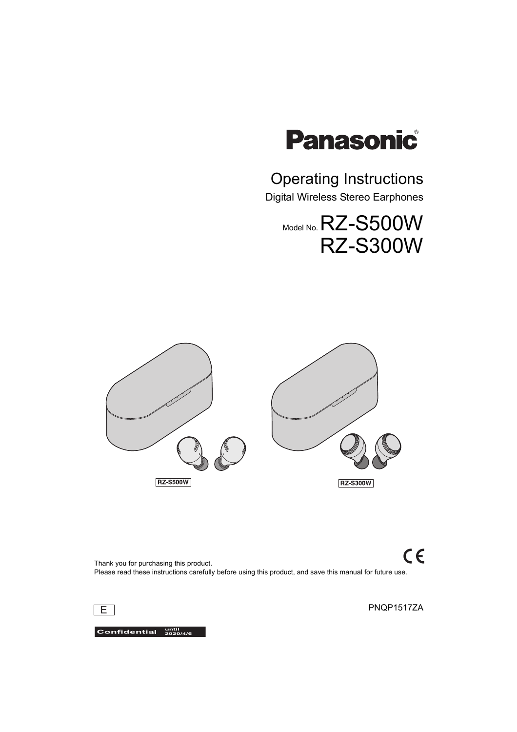# Panasonic

## Operating Instructions

Digital Wireless Stereo Earphones

Model No. RZ-S500W
RZ-S300W

RZ-S500W

RZ-S300W

Thank you for purchasing this product.
Please read these instructions carefully before using this product, and save this manual for future use.

E

PNQP1517ZA

Confidential until 2020/4/6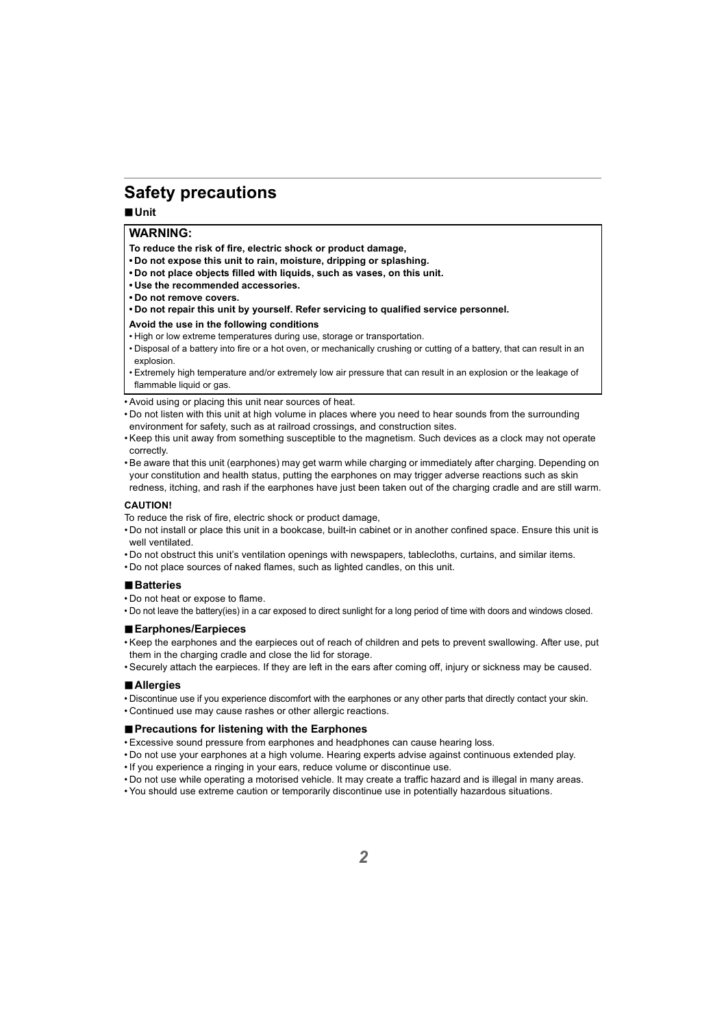# Safety precautions

## ■ Unit

**WARNING:**

**To reduce the risk of fire, electric shock or product damage,**

- **Do not expose this unit to rain, moisture, dripping or splashing.**
- **Do not place objects filled with liquids, such as vases, on this unit.**
- **Use the recommended accessories.**
- **Do not remove covers.**
- **Do not repair this unit by yourself. Refer servicing to qualified service personnel.**

**Avoid the use in the following conditions**

- High or low extreme temperatures during use, storage or transportation.
- Disposal of a battery into fire or a hot oven, or mechanically crushing or cutting of a battery, that can result in an explosion.
- Extremely high temperature and/or extremely low air pressure that can result in an explosion or the leakage of flammable liquid or gas.

- Avoid using or placing this unit near sources of heat.
- Do not listen with this unit at high volume in places where you need to hear sounds from the surrounding environment for safety, such as at railroad crossings, and construction sites.
- Keep this unit away from something susceptible to the magnetism. Such devices as a clock may not operate correctly.
- Be aware that this unit (earphones) may get warm while charging or immediately after charging. Depending on your constitution and health status, putting the earphones on may trigger adverse reactions such as skin redness, itching, and rash if the earphones have just been taken out of the charging cradle and are still warm.

**CAUTION!**

To reduce the risk of fire, electric shock or product damage,

- Do not install or place this unit in a bookcase, built-in cabinet or in another confined space. Ensure this unit is well ventilated.
- Do not obstruct this unit's ventilation openings with newspapers, tablecloths, curtains, and similar items.
- Do not place sources of naked flames, such as lighted candles, on this unit.

## ■ Batteries

- Do not heat or expose to flame.
- Do not leave the battery(ies) in a car exposed to direct sunlight for a long period of time with doors and windows closed.

## ■ Earphones/Earpieces

- Keep the earphones and the earpieces out of reach of children and pets to prevent swallowing. After use, put them in the charging cradle and close the lid for storage.
- Securely attach the earpieces. If they are left in the ears after coming off, injury or sickness may be caused.

## ■ Allergies

- Discontinue use if you experience discomfort with the earphones or any other parts that directly contact your skin.
- Continued use may cause rashes or other allergic reactions.

## ■ Precautions for listening with the Earphones

- Excessive sound pressure from earphones and headphones can cause hearing loss.
- Do not use your earphones at a high volume. Hearing experts advise against continuous extended play.
- If you experience a ringing in your ears, reduce volume or discontinue use.
- Do not use while operating a motorised vehicle. It may create a traffic hazard and is illegal in many areas.
- You should use extreme caution or temporarily discontinue use in potentially hazardous situations.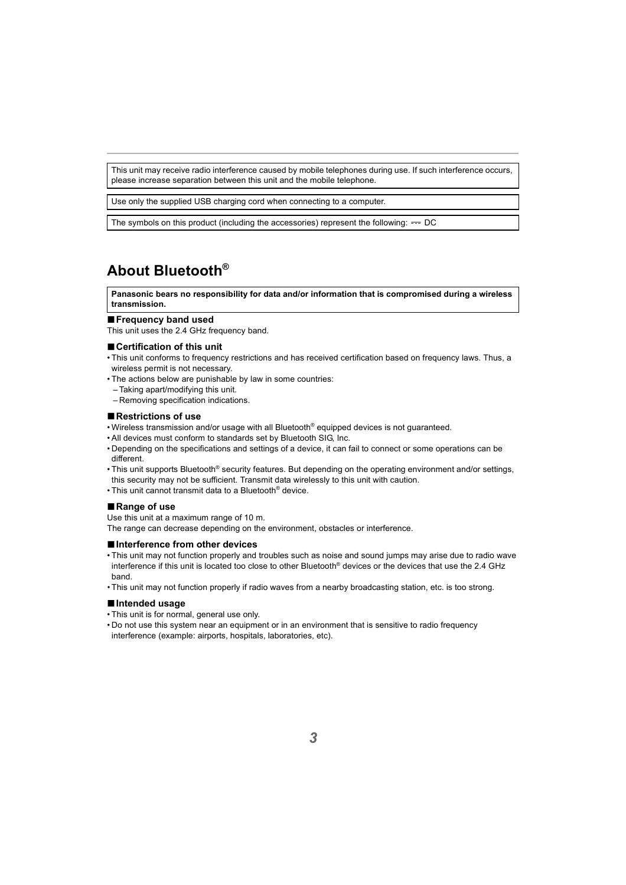This unit may receive radio interference caused by mobile telephones during use. If such interference occurs, please increase separation between this unit and the mobile telephone.

Use only the supplied USB charging cord when connecting to a computer.

The symbols on this product (including the accessories) represent the following: ⎓ DC

## About Bluetooth®

**Panasonic bears no responsibility for data and/or information that is compromised during a wireless transmission.**

### ■ Frequency band used

This unit uses the 2.4 GHz frequency band.

### ■ Certification of this unit

- This unit conforms to frequency restrictions and has received certification based on frequency laws. Thus, a wireless permit is not necessary.
- The actions below are punishable by law in some countries:
  - Taking apart/modifying this unit.
  - Removing specification indications.

### ■ Restrictions of use

- Wireless transmission and/or usage with all Bluetooth® equipped devices is not guaranteed.
- All devices must conform to standards set by Bluetooth SIG, Inc.
- Depending on the specifications and settings of a device, it can fail to connect or some operations can be different.
- This unit supports Bluetooth® security features. But depending on the operating environment and/or settings, this security may not be sufficient. Transmit data wirelessly to this unit with caution.
- This unit cannot transmit data to a Bluetooth® device.

### ■ Range of use

Use this unit at a maximum range of 10 m.
The range can decrease depending on the environment, obstacles or interference.

### ■ Interference from other devices

- This unit may not function properly and troubles such as noise and sound jumps may arise due to radio wave interference if this unit is located too close to other Bluetooth® devices or the devices that use the 2.4 GHz band.
- This unit may not function properly if radio waves from a nearby broadcasting station, etc. is too strong.

### ■ Intended usage

- This unit is for normal, general use only.
- Do not use this system near an equipment or in an environment that is sensitive to radio frequency interference (example: airports, hospitals, laboratories, etc).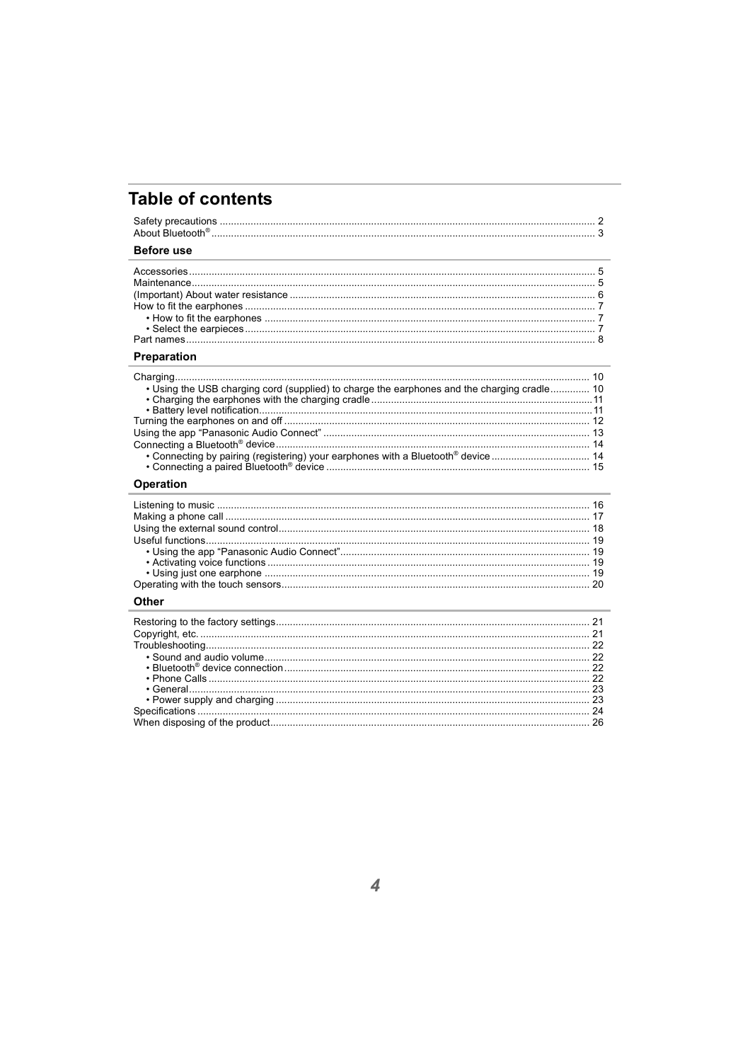# Table of contents

Safety precautions ..... 2
About Bluetooth® ..... 3

## Before use

Accessories ..... 5
Maintenance ..... 5
(Important) About water resistance ..... 6
How to fit the earphones ..... 7
- How to fit the earphones ..... 7
- Select the earpieces ..... 7

Part names ..... 8

## Preparation

Charging ..... 10
- Using the USB charging cord (supplied) to charge the earphones and the charging cradle ..... 10
- Charging the earphones with the charging cradle ..... 11
- Battery level notification ..... 11

Turning the earphones on and off ..... 12
Using the app "Panasonic Audio Connect" ..... 13
Connecting a Bluetooth® device ..... 14
- Connecting by pairing (registering) your earphones with a Bluetooth® device ..... 14
- Connecting a paired Bluetooth® device ..... 15

## Operation

Listening to music ..... 16
Making a phone call ..... 17
Using the external sound control ..... 18
Useful functions ..... 19
- Using the app "Panasonic Audio Connect" ..... 19
- Activating voice functions ..... 19
- Using just one earphone ..... 19

Operating with the touch sensors ..... 20

## Other

Restoring to the factory settings ..... 21
Copyright, etc. ..... 21
Troubleshooting ..... 22
- Sound and audio volume ..... 22
- Bluetooth® device connection ..... 22
- Phone Calls ..... 22
- General ..... 23
- Power supply and charging ..... 23

Specifications ..... 24
When disposing of the product ..... 26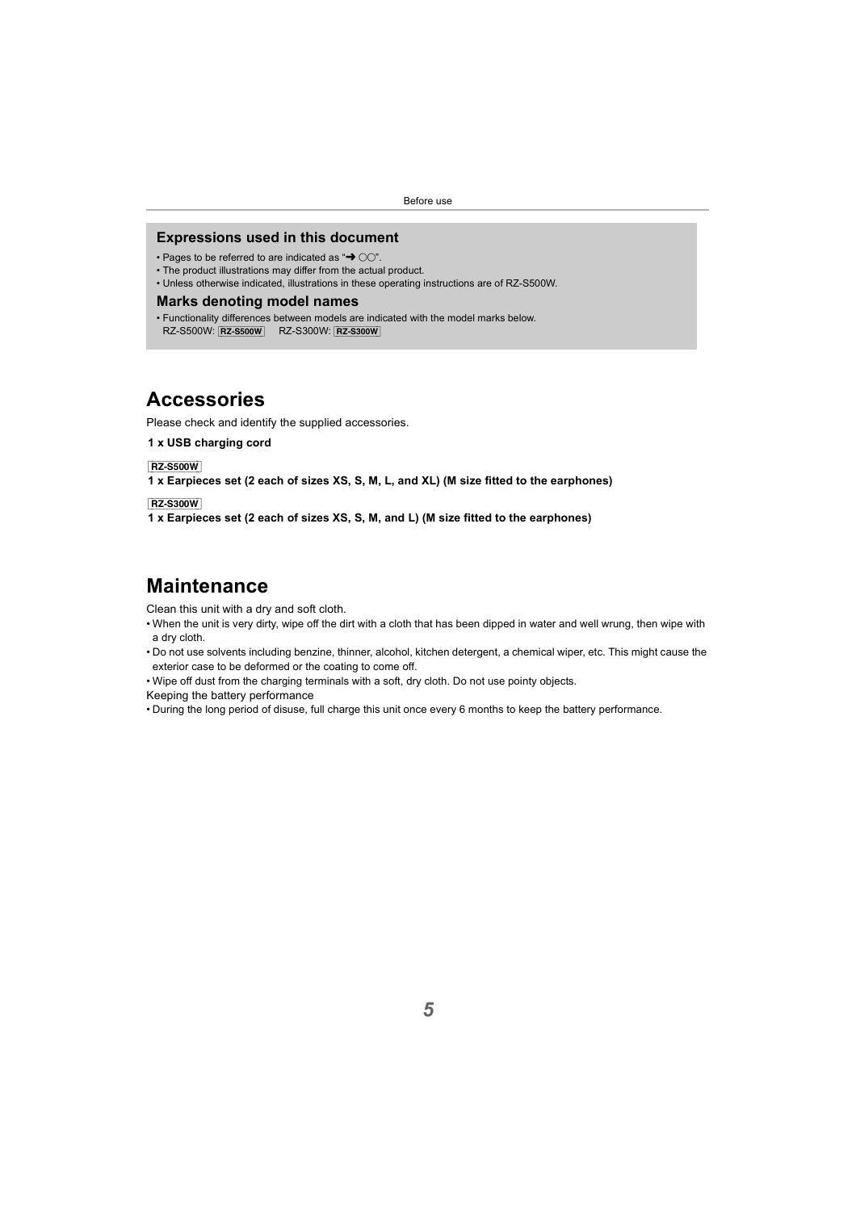### Expressions used in this document

- Pages to be referred to are indicated as "➜ ○○".
- The product illustrations may differ from the actual product.
- Unless otherwise indicated, illustrations in these operating instructions are of RZ-S500W.

### Marks denoting model names

- Functionality differences between models are indicated with the model marks below.
  RZ-S500W: RZ-S500W   RZ-S300W: RZ-S300W

# Accessories

Please check and identify the supplied accessories.

**1 x USB charging cord**

RZ-S500W

**1 x Earpieces set (2 each of sizes XS, S, M, L, and XL) (M size fitted to the earphones)**

RZ-S300W

**1 x Earpieces set (2 each of sizes XS, S, M, and L) (M size fitted to the earphones)**

# Maintenance

Clean this unit with a dry and soft cloth.

- When the unit is very dirty, wipe off the dirt with a cloth that has been dipped in water and well wrung, then wipe with a dry cloth.
- Do not use solvents including benzine, thinner, alcohol, kitchen detergent, a chemical wiper, etc. This might cause the exterior case to be deformed or the coating to come off.
- Wipe off dust from the charging terminals with a soft, dry cloth. Do not use pointy objects.

Keeping the battery performance

- During the long period of disuse, full charge this unit once every 6 months to keep the battery performance.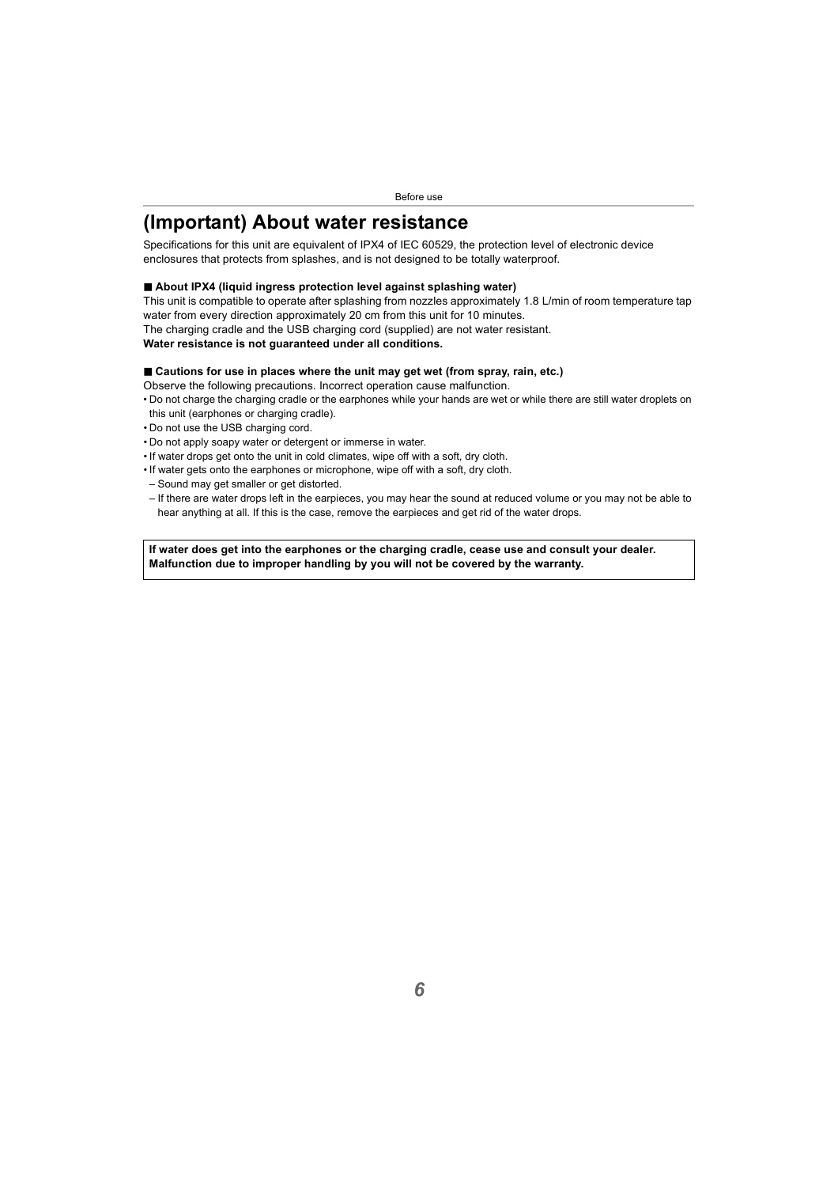# (Important) About water resistance

Specifications for this unit are equivalent of IPX4 of IEC 60529, the protection level of electronic device enclosures that protects from splashes, and is not designed to be totally waterproof.

### ■ About IPX4 (liquid ingress protection level against splashing water)

This unit is compatible to operate after splashing from nozzles approximately 1.8 L/min of room temperature tap water from every direction approximately 20 cm from this unit for 10 minutes.
The charging cradle and the USB charging cord (supplied) are not water resistant.
**Water resistance is not guaranteed under all conditions.**

### ■ Cautions for use in places where the unit may get wet (from spray, rain, etc.)

Observe the following precautions. Incorrect operation cause malfunction.

- Do not charge the charging cradle or the earphones while your hands are wet or while there are still water droplets on this unit (earphones or charging cradle).
- Do not use the USB charging cord.
- Do not apply soapy water or detergent or immerse in water.
- If water drops get onto the unit in cold climates, wipe off with a soft, dry cloth.
- If water gets onto the earphones or microphone, wipe off with a soft, dry cloth.
  - Sound may get smaller or get distorted.
  - If there are water drops left in the earpieces, you may hear the sound at reduced volume or you may not be able to hear anything at all. If this is the case, remove the earpieces and get rid of the water drops.

**If water does get into the earphones or the charging cradle, cease use and consult your dealer. Malfunction due to improper handling by you will not be covered by the warranty.**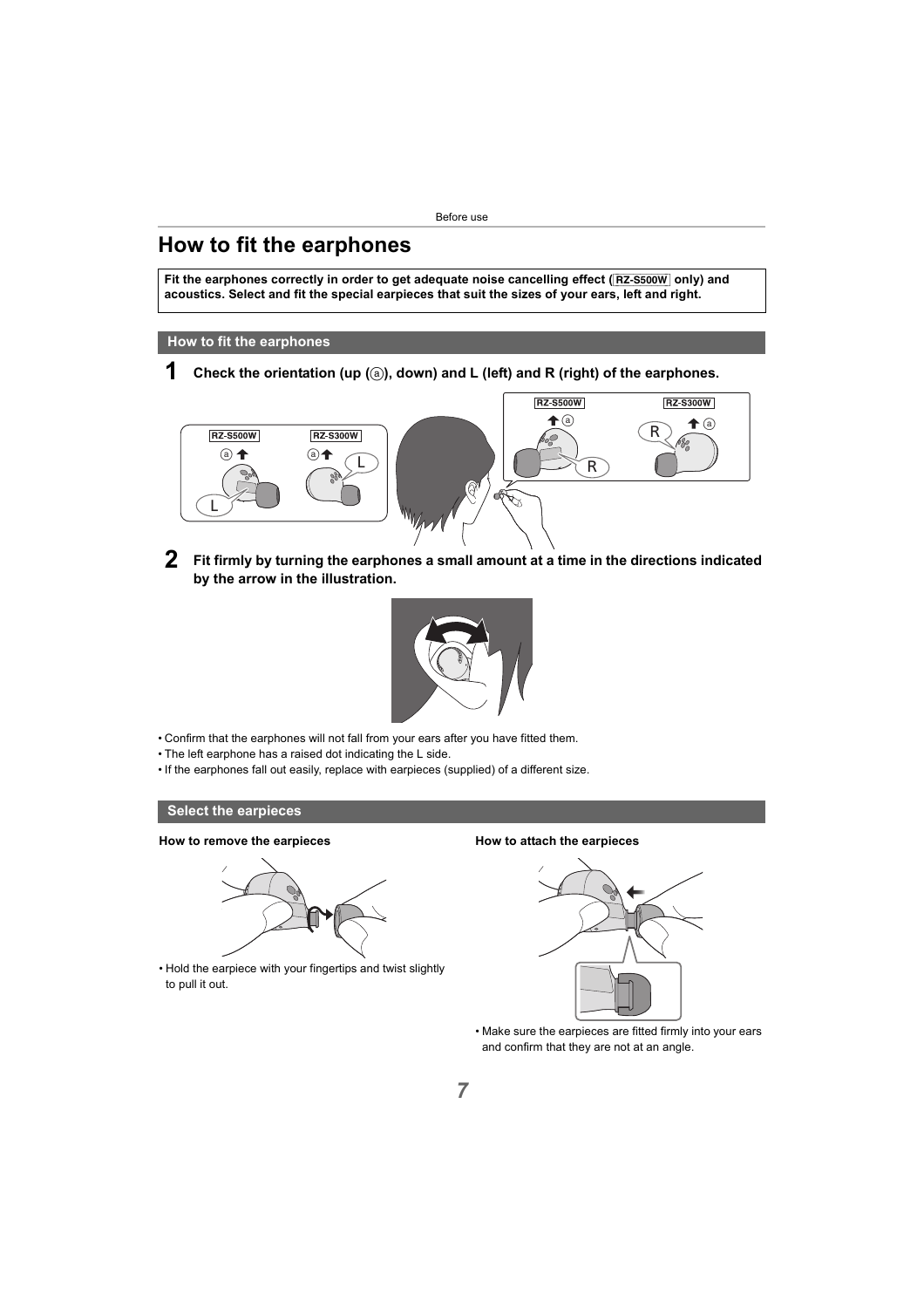# How to fit the earphones

**Fit the earphones correctly in order to get adequate noise cancelling effect (RZ-S500W only) and acoustics. Select and fit the special earpieces that suit the sizes of your ears, left and right.**

## How to fit the earphones

**1 Check the orientation (up (ⓐ), down) and L (left) and R (right) of the earphones.**

**2 Fit firmly by turning the earphones a small amount at a time in the directions indicated by the arrow in the illustration.**

- Confirm that the earphones will not fall from your ears after you have fitted them.
- The left earphone has a raised dot indicating the L side.
- If the earphones fall out easily, replace with earpieces (supplied) of a different size.

## Select the earpieces

**How to remove the earpieces**

- Hold the earpiece with your fingertips and twist slightly to pull it out.

**How to attach the earpieces**

- Make sure the earpieces are fitted firmly into your ears and confirm that they are not at an angle.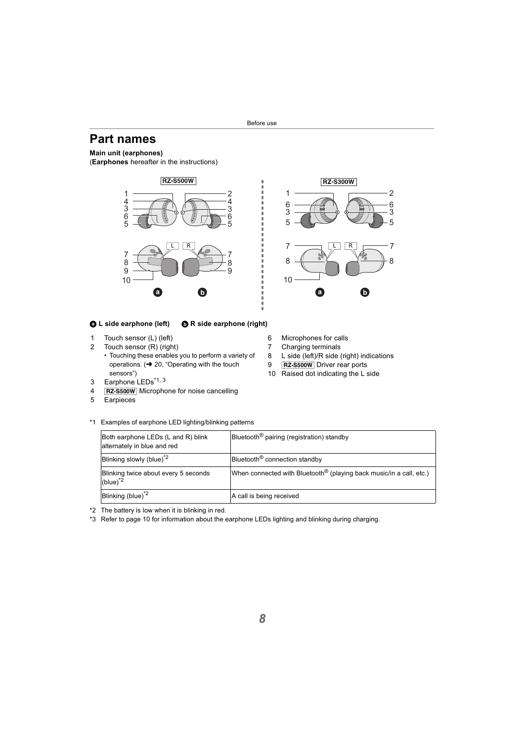# Part names

**Main unit (earphones)**
(**Earphones** hereafter in the instructions)

**a L side earphone (left)** **b R side earphone (right)**

1 Touch sensor (L) (left)
2 Touch sensor (R) (right)
- Touching these enables you to perform a variety of operations. (➜ 20, "Operating with the touch sensors")

3 Earphone LEDs[*1, 3]
4 RZ-S500W Microphone for noise cancelling
5 Earpieces
6 Microphones for calls
7 Charging terminals
8 L side (left)/R side (right) indications
9 RZ-S500W Driver rear ports
10 Raised dot indicating the L side

*1 Examples of earphone LED lighting/blinking patterns

| | |
|---|---|
| Both earphone LEDs (L and R) blink alternately in blue and red | Bluetooth® pairing (registration) standby |
| Blinking slowly (blue)[*2] | Bluetooth® connection standby |
| Blinking twice about every 5 seconds (blue)[*2] | When connected with Bluetooth® (playing back music/in a call, etc.) |
| Blinking (blue)[*2] | A call is being received |

*2 The battery is low when it is blinking in red.

*3 Refer to page 10 for information about the earphone LEDs lighting and blinking during charging.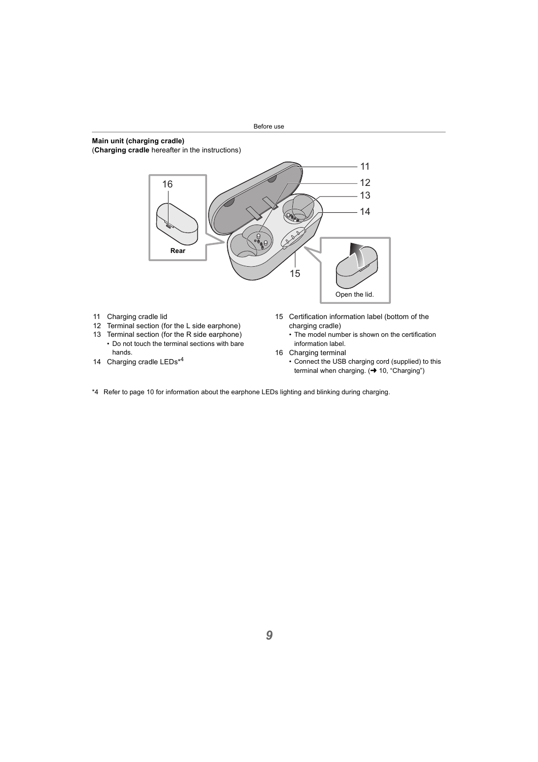**Main unit (charging cradle)**
(**Charging cradle** hereafter in the instructions)

11 Charging cradle lid
12 Terminal section (for the L side earphone)
13 Terminal section (for the R side earphone)
- Do not touch the terminal sections with bare hands.

14 Charging cradle LEDs*4
15 Certification information label (bottom of the charging cradle)
- The model number is shown on the certification information label.

16 Charging terminal
- Connect the USB charging cord (supplied) to this terminal when charging. (➜ 10, "Charging")

*4 Refer to page 10 for information about the earphone LEDs lighting and blinking during charging.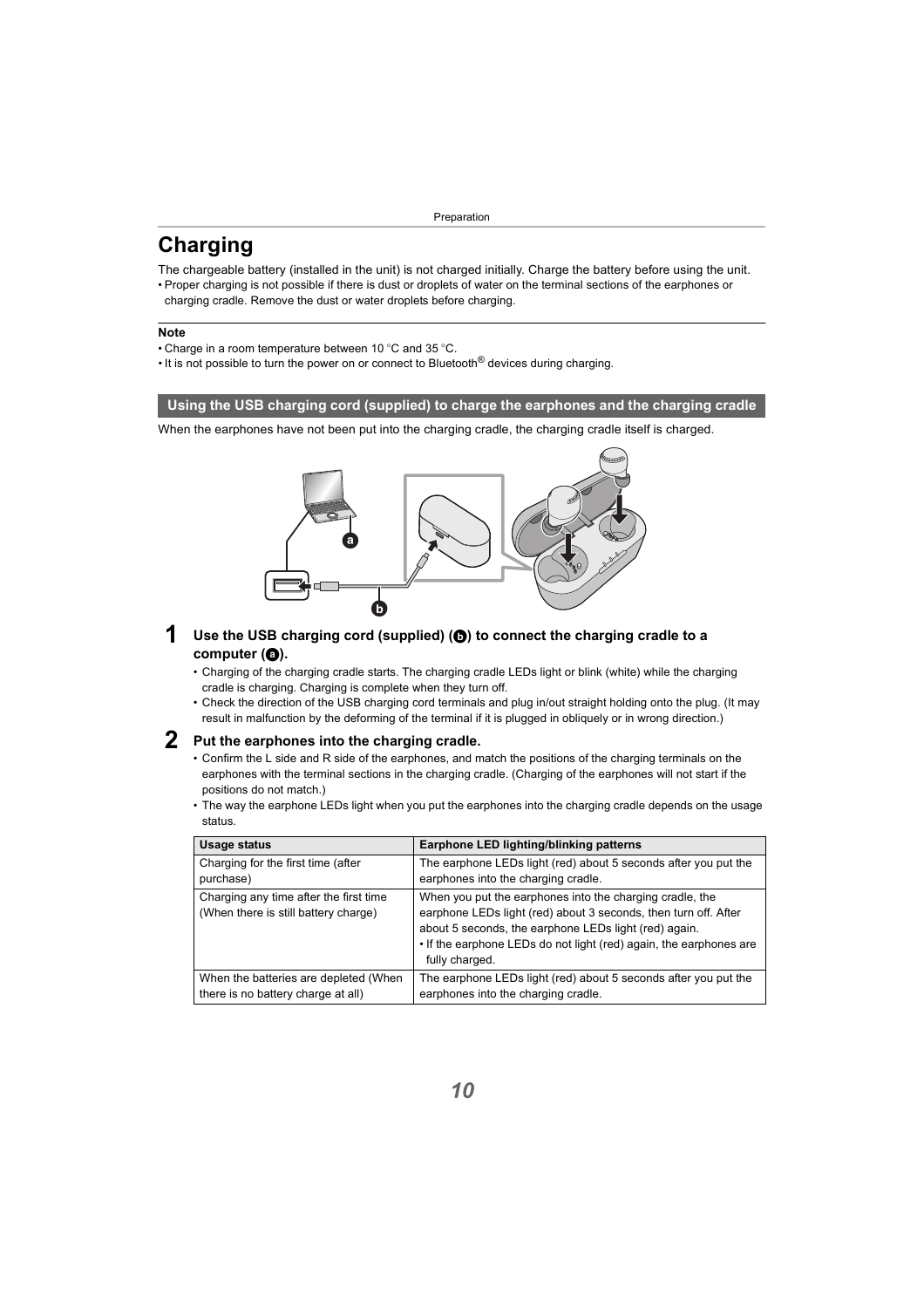# Charging

The chargeable battery (installed in the unit) is not charged initially. Charge the battery before using the unit.

- Proper charging is not possible if there is dust or droplets of water on the terminal sections of the earphones or charging cradle. Remove the dust or water droplets before charging.

**Note**

- Charge in a room temperature between 10 °C and 35 °C.
- It is not possible to turn the power on or connect to Bluetooth® devices during charging.

## Using the USB charging cord (supplied) to charge the earphones and the charging cradle

When the earphones have not been put into the charging cradle, the charging cradle itself is charged.

**1 Use the USB charging cord (supplied) (b) to connect the charging cradle to a computer (a).**

- Charging of the charging cradle starts. The charging cradle LEDs light or blink (white) while the charging cradle is charging. Charging is complete when they turn off.
- Check the direction of the USB charging cord terminals and plug in/out straight holding onto the plug. (It may result in malfunction by the deforming of the terminal if it is plugged in obliquely or in wrong direction.)

**2 Put the earphones into the charging cradle.**

- Confirm the L side and R side of the earphones, and match the positions of the charging terminals on the earphones with the terminal sections in the charging cradle. (Charging of the earphones will not start if the positions do not match.)
- The way the earphone LEDs light when you put the earphones into the charging cradle depends on the usage status.

| Usage status | Earphone LED lighting/blinking patterns |
| --- | --- |
| Charging for the first time (after purchase) | The earphone LEDs light (red) about 5 seconds after you put the earphones into the charging cradle. |
| Charging any time after the first time (When there is still battery charge) | When you put the earphones into the charging cradle, the earphone LEDs light (red) about 3 seconds, then turn off. After about 5 seconds, the earphone LEDs light (red) again.<br>• If the earphone LEDs do not light (red) again, the earphones are fully charged. |
| When the batteries are depleted (When there is no battery charge at all) | The earphone LEDs light (red) about 5 seconds after you put the earphones into the charging cradle. |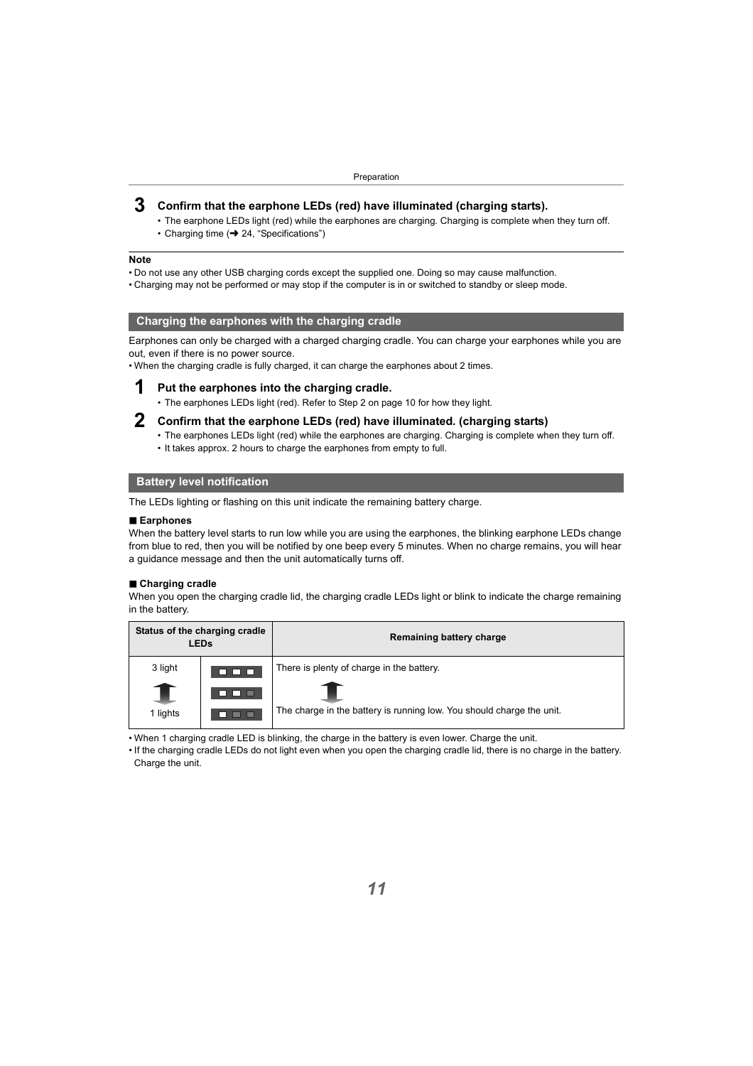**3 Confirm that the earphone LEDs (red) have illuminated (charging starts).**

- The earphone LEDs light (red) while the earphones are charging. Charging is complete when they turn off.
- Charging time (➜ 24, "Specifications")

**Note**

- Do not use any other USB charging cords except the supplied one. Doing so may cause malfunction.
- Charging may not be performed or may stop if the computer is in or switched to standby or sleep mode.

## Charging the earphones with the charging cradle

Earphones can only be charged with a charged charging cradle. You can charge your earphones while you are out, even if there is no power source.

- When the charging cradle is fully charged, it can charge the earphones about 2 times.

**1 Put the earphones into the charging cradle.**

- The earphones LEDs light (red). Refer to Step 2 on page 10 for how they light.

**2 Confirm that the earphone LEDs (red) have illuminated. (charging starts)**

- The earphones LEDs light (red) while the earphones are charging. Charging is complete when they turn off.
- It takes approx. 2 hours to charge the earphones from empty to full.

## Battery level notification

The LEDs lighting or flashing on this unit indicate the remaining battery charge.

### ■ Earphones

When the battery level starts to run low while you are using the earphones, the blinking earphone LEDs change from blue to red, then you will be notified by one beep every 5 minutes. When no charge remains, you will hear a guidance message and then the unit automatically turns off.

### ■ Charging cradle

When you open the charging cradle lid, the charging cradle LEDs light or blink to indicate the charge remaining in the battery.

| Status of the charging cradle LEDs | | Remaining battery charge |
|---|---|---|
| 3 light | ■ ■ ■ | There is plenty of charge in the battery. |
| ↑ | ■ ■ □ | ↑ |
| 1 lights | ■ □ □ | The charge in the battery is running low. You should charge the unit. |

- When 1 charging cradle LED is blinking, the charge in the battery is even lower. Charge the unit.
- If the charging cradle LEDs do not light even when you open the charging cradle lid, there is no charge in the battery. Charge the unit.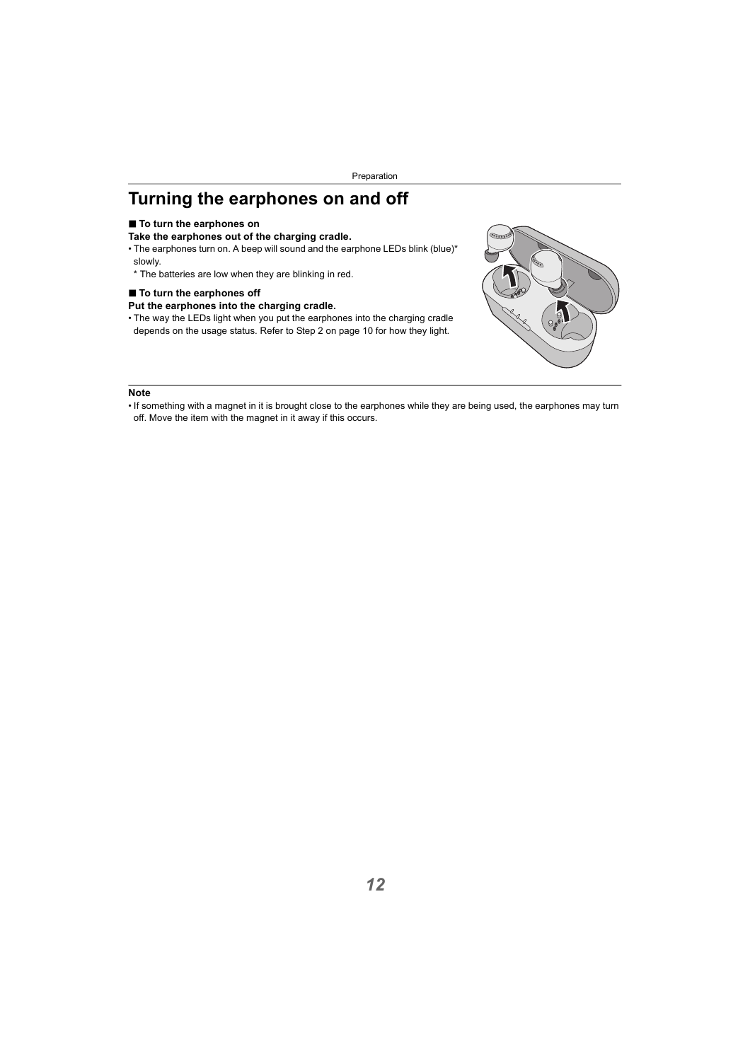# Turning the earphones on and off

■ **To turn the earphones on**

**Take the earphones out of the charging cradle.**

- The earphones turn on. A beep will sound and the earphone LEDs blink (blue)* slowly.
  - \* The batteries are low when they are blinking in red.

■ **To turn the earphones off**

**Put the earphones into the charging cradle.**

- The way the LEDs light when you put the earphones into the charging cradle depends on the usage status. Refer to Step 2 on page 10 for how they light.

**Note**

- If something with a magnet in it is brought close to the earphones while they are being used, the earphones may turn off. Move the item with the magnet in it away if this occurs.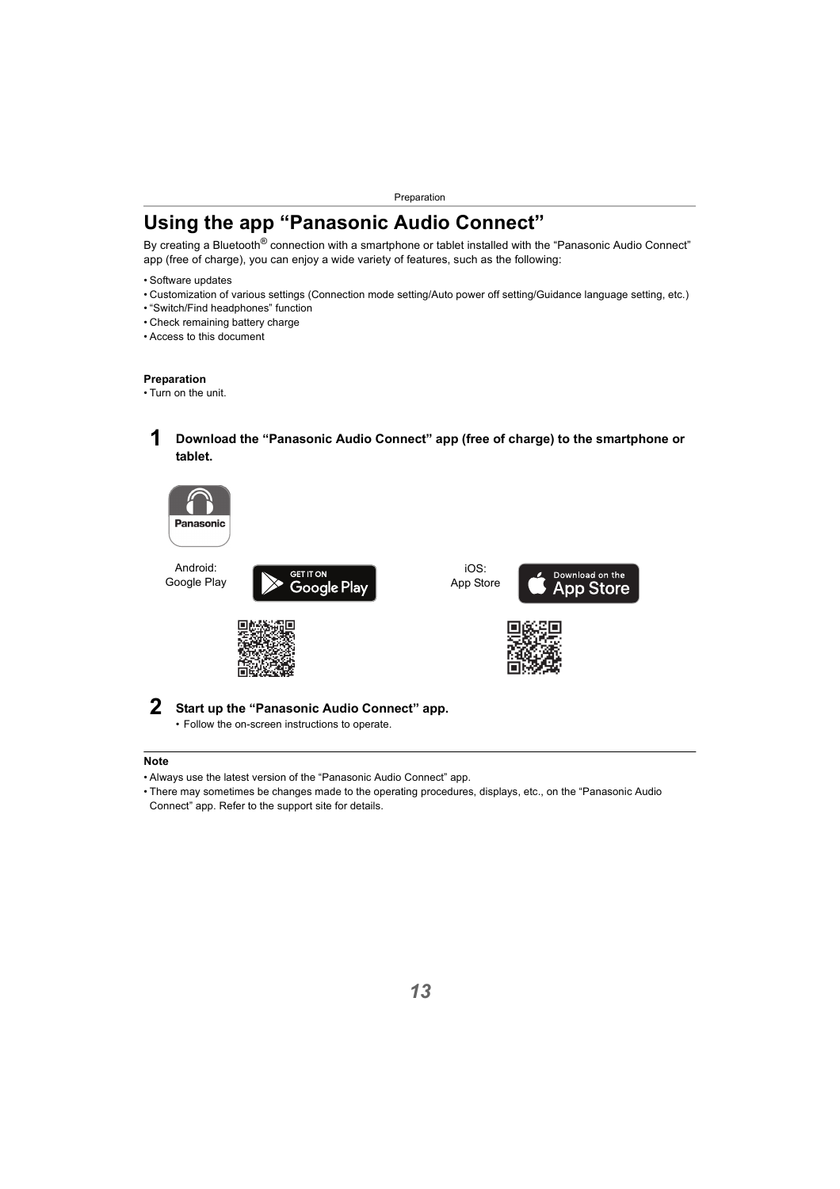# Using the app “Panasonic Audio Connect”

By creating a Bluetooth® connection with a smartphone or tablet installed with the “Panasonic Audio Connect” app (free of charge), you can enjoy a wide variety of features, such as the following:

- Software updates
- Customization of various settings (Connection mode setting/Auto power off setting/Guidance language setting, etc.)
- “Switch/Find headphones” function
- Check remaining battery charge
- Access to this document

**Preparation**

- Turn on the unit.

**1** **Download the “Panasonic Audio Connect” app (free of charge) to the smartphone or tablet.**

Android: Google Play

iOS: App Store

**2** **Start up the “Panasonic Audio Connect” app.**

- Follow the on-screen instructions to operate.

**Note**

- Always use the latest version of the “Panasonic Audio Connect” app.
- There may sometimes be changes made to the operating procedures, displays, etc., on the “Panasonic Audio Connect” app. Refer to the support site for details.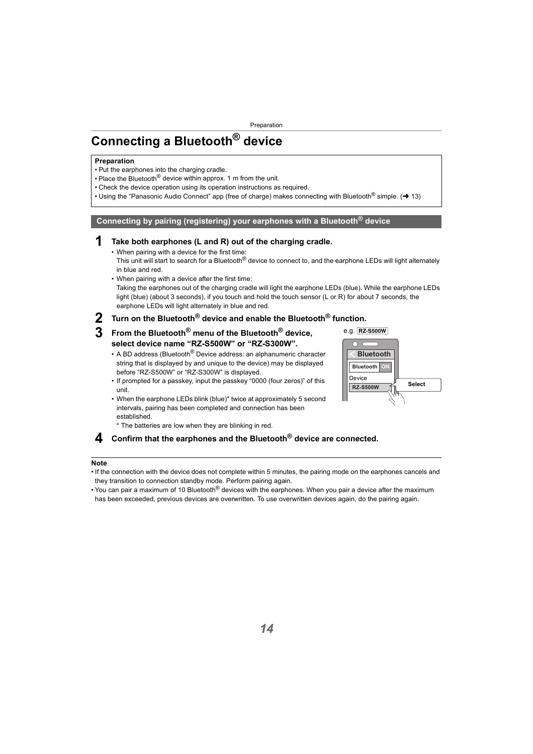# Connecting a Bluetooth® device

**Preparation**
- Put the earphones into the charging cradle.
- Place the Bluetooth® device within approx. 1 m from the unit.
- Check the device operation using its operation instructions as required.
- Using the "Panasonic Audio Connect" app (free of charge) makes connecting with Bluetooth® simple. (➜ 13)

## Connecting by pairing (registering) your earphones with a Bluetooth® device

**1 Take both earphones (L and R) out of the charging cradle.**

- When pairing with a device for the first time:
  This unit will start to search for a Bluetooth® device to connect to, and the earphone LEDs will light alternately in blue and red.
- When pairing with a device after the first time:
  Taking the earphones out of the charging cradle will light the earphone LEDs (blue). While the earphone LEDs light (blue) (about 3 seconds), if you touch and hold the touch sensor (L or R) for about 7 seconds, the earphone LEDs will light alternately in blue and red.

**2 Turn on the Bluetooth® device and enable the Bluetooth® function.**

**3 From the Bluetooth® menu of the Bluetooth® device, select device name "RZ-S500W" or "RZ-S300W".**

- A BD address (Bluetooth® Device address: an alphanumeric character string that is displayed by and unique to the device) may be displayed before "RZ-S500W" or "RZ-S300W" is displayed.
- If prompted for a passkey, input the passkey "0000 (four zeros)" of this unit.
- When the earphone LEDs blink (blue)* twice at approximately 5 second intervals, pairing has been completed and connection has been established.
  \* The batteries are low when they are blinking in red.

e.g. RZ-S500W

Bluetooth
Bluetooth ON
Device
RZ-S500W
Select

**4 Confirm that the earphones and the Bluetooth® device are connected.**

**Note**
- If the connection with the device does not complete within 5 minutes, the pairing mode on the earphones cancels and they transition to connection standby mode. Perform pairing again.
- You can pair a maximum of 10 Bluetooth® devices with the earphones. When you pair a device after the maximum has been exceeded, previous devices are overwritten. To use overwritten devices again, do the pairing again.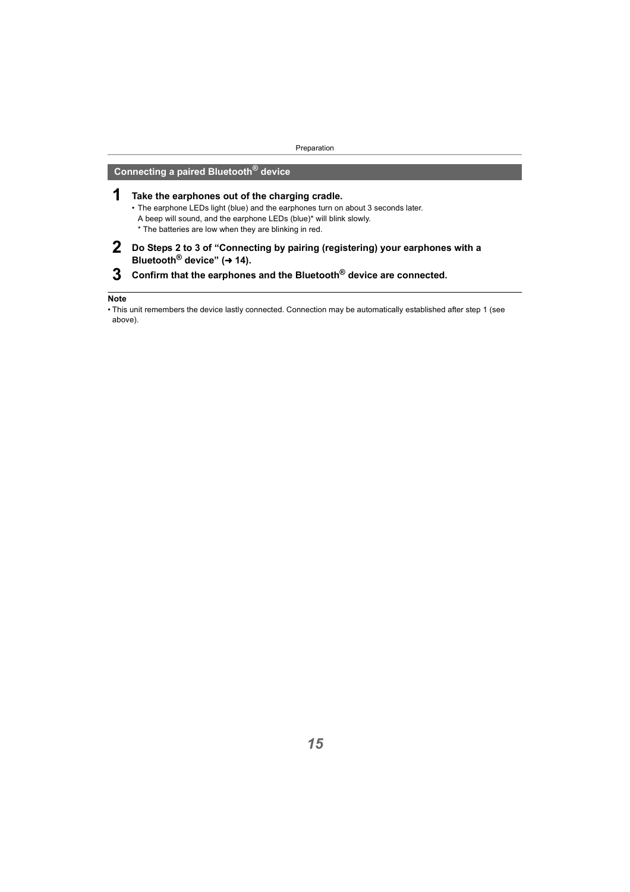## Connecting a paired Bluetooth® device

**1 Take the earphones out of the charging cradle.**

- The earphone LEDs light (blue) and the earphones turn on about 3 seconds later.
  A beep will sound, and the earphone LEDs (blue)* will blink slowly.
  * The batteries are low when they are blinking in red.

**2 Do Steps 2 to 3 of "Connecting by pairing (registering) your earphones with a Bluetooth® device" (➜ 14).**

**3 Confirm that the earphones and the Bluetooth® device are connected.**

**Note**

- This unit remembers the device lastly connected. Connection may be automatically established after step 1 (see above).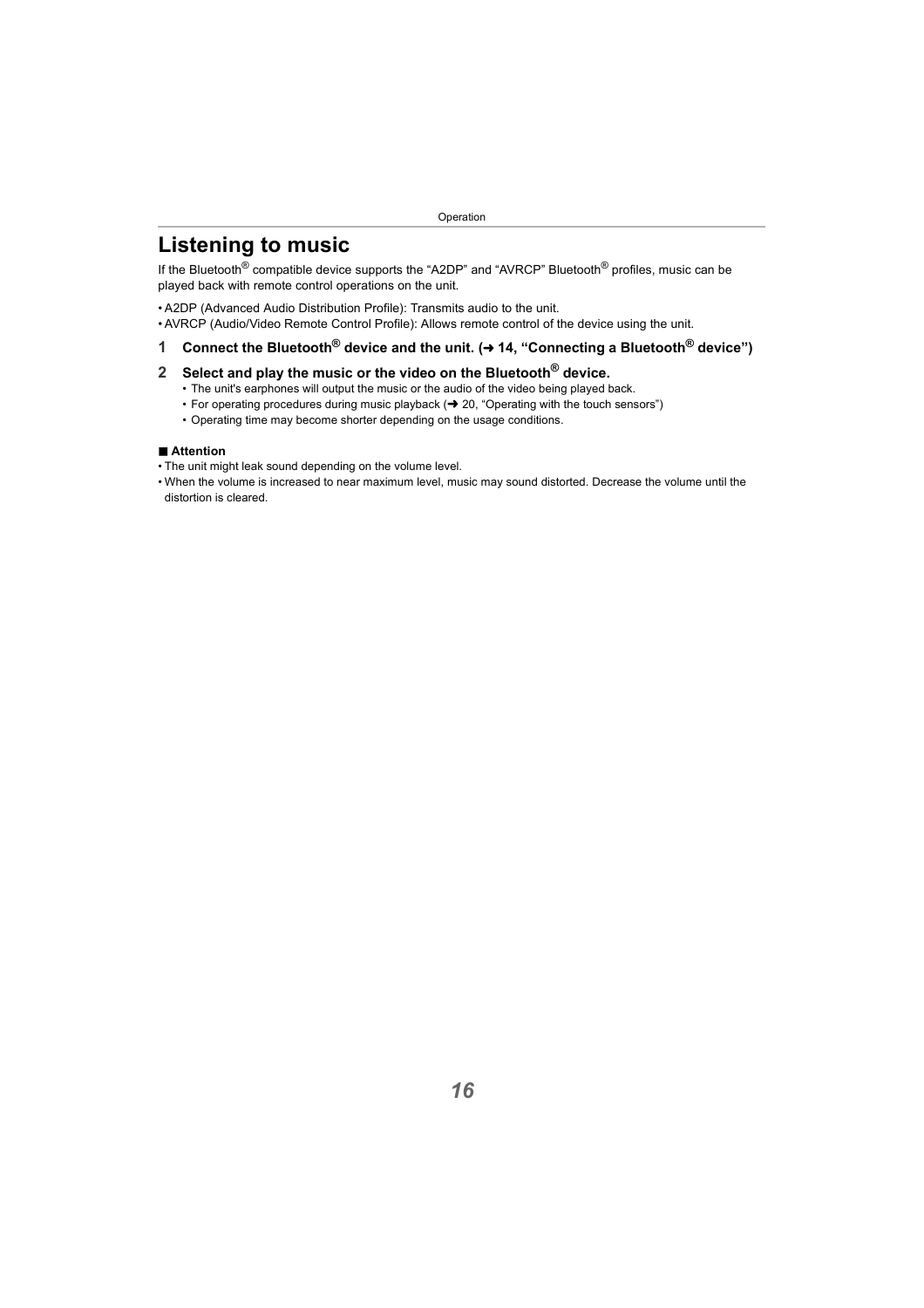# Listening to music

If the Bluetooth® compatible device supports the “A2DP” and “AVRCP” Bluetooth® profiles, music can be played back with remote control operations on the unit.

- A2DP (Advanced Audio Distribution Profile): Transmits audio to the unit.
- AVRCP (Audio/Video Remote Control Profile): Allows remote control of the device using the unit.

**1 Connect the Bluetooth® device and the unit. (➜ 14, “Connecting a Bluetooth® device”)**

**2 Select and play the music or the video on the Bluetooth® device.**

- The unit's earphones will output the music or the audio of the video being played back.
- For operating procedures during music playback (➜ 20, “Operating with the touch sensors”)
- Operating time may become shorter depending on the usage conditions.

#### ■ Attention

- The unit might leak sound depending on the volume level.
- When the volume is increased to near maximum level, music may sound distorted. Decrease the volume until the distortion is cleared.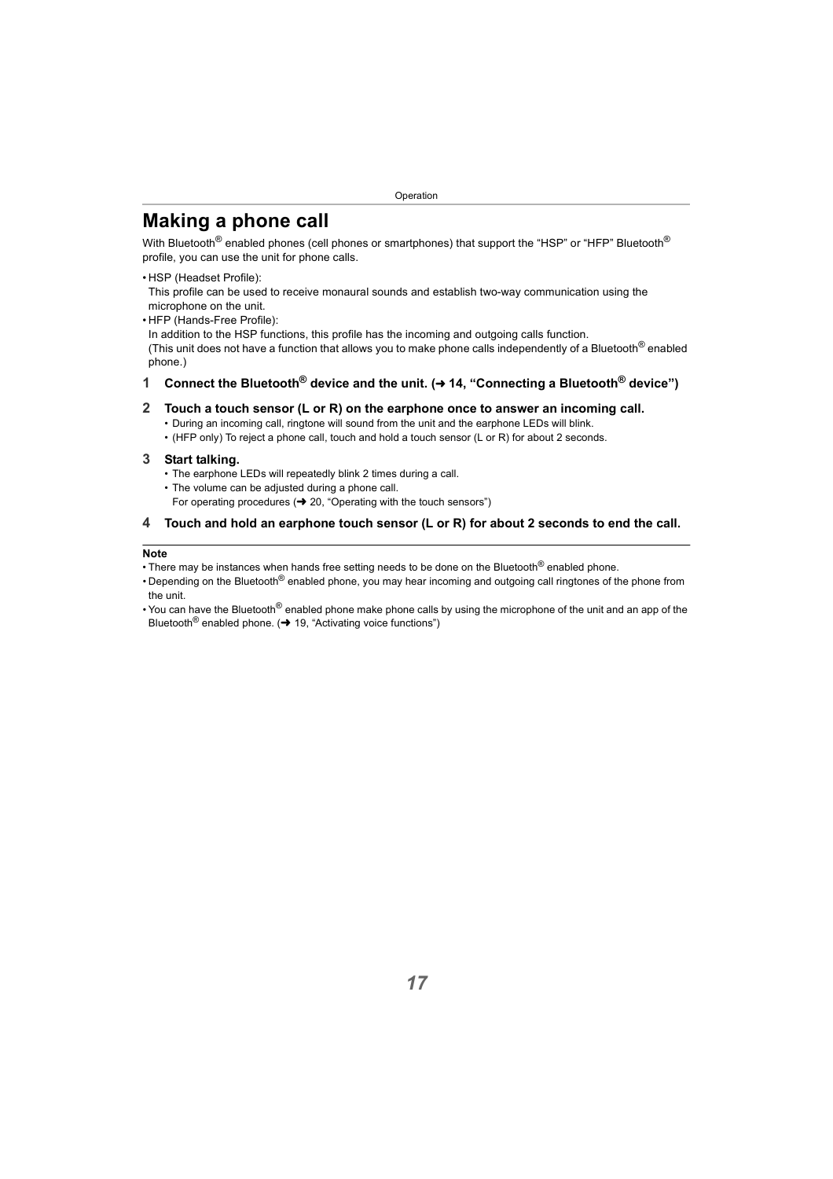# Making a phone call

With Bluetooth® enabled phones (cell phones or smartphones) that support the "HSP" or "HFP" Bluetooth® profile, you can use the unit for phone calls.

- HSP (Headset Profile):
  This profile can be used to receive monaural sounds and establish two-way communication using the microphone on the unit.
- HFP (Hands-Free Profile):
  In addition to the HSP functions, this profile has the incoming and outgoing calls function.
  (This unit does not have a function that allows you to make phone calls independently of a Bluetooth® enabled phone.)

**1 Connect the Bluetooth® device and the unit. (➜ 14, "Connecting a Bluetooth® device")**

**2 Touch a touch sensor (L or R) on the earphone once to answer an incoming call.**

- During an incoming call, ringtone will sound from the unit and the earphone LEDs will blink.
- (HFP only) To reject a phone call, touch and hold a touch sensor (L or R) for about 2 seconds.

**3 Start talking.**

- The earphone LEDs will repeatedly blink 2 times during a call.
- The volume can be adjusted during a phone call.
  For operating procedures (➜ 20, "Operating with the touch sensors")

**4 Touch and hold an earphone touch sensor (L or R) for about 2 seconds to end the call.**

**Note**

- There may be instances when hands free setting needs to be done on the Bluetooth® enabled phone.
- Depending on the Bluetooth® enabled phone, you may hear incoming and outgoing call ringtones of the phone from the unit.
- You can have the Bluetooth® enabled phone make phone calls by using the microphone of the unit and an app of the Bluetooth® enabled phone. (➜ 19, "Activating voice functions")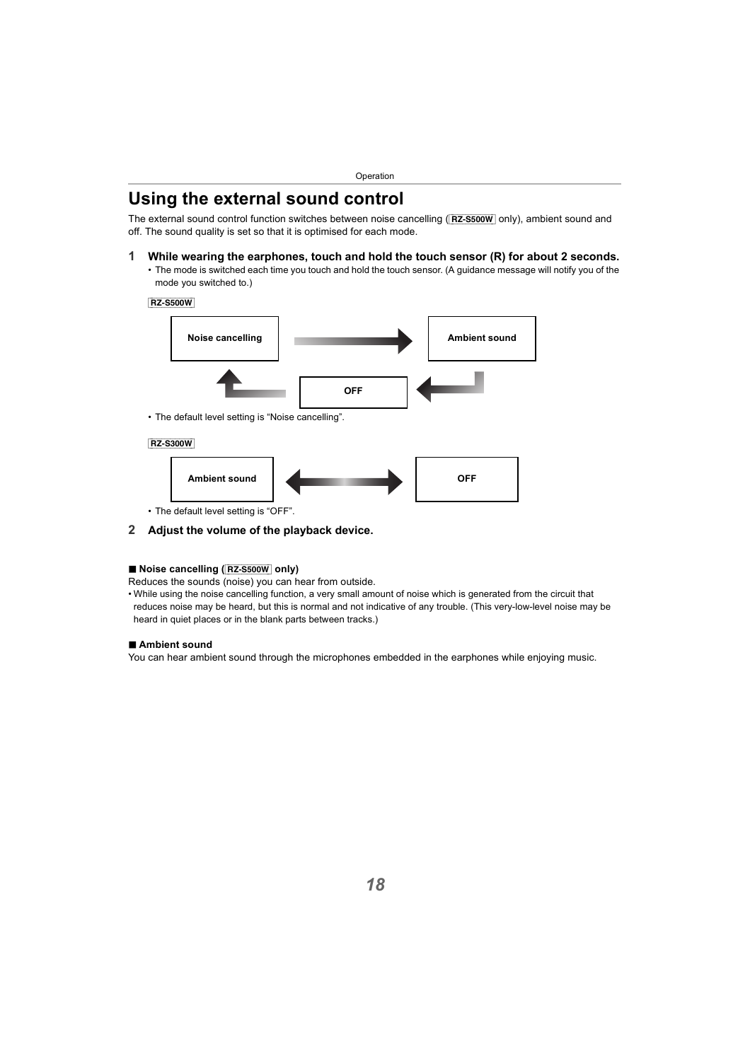# Using the external sound control

The external sound control function switches between noise cancelling (RZ-S500W only), ambient sound and off. The sound quality is set so that it is optimised for each mode.

**1 While wearing the earphones, touch and hold the touch sensor (R) for about 2 seconds.**

- The mode is switched each time you touch and hold the touch sensor. (A guidance message will notify you of the mode you switched to.)

RZ-S500W

Noise cancelling → Ambient sound → OFF → Noise cancelling

- The default level setting is "Noise cancelling".

RZ-S300W

Ambient sound ↔ OFF

- The default level setting is "OFF".

**2 Adjust the volume of the playback device.**

**■ Noise cancelling (RZ-S500W only)**

Reduces the sounds (noise) you can hear from outside.

- While using the noise cancelling function, a very small amount of noise which is generated from the circuit that reduces noise may be heard, but this is normal and not indicative of any trouble. (This very-low-level noise may be heard in quiet places or in the blank parts between tracks.)

**■ Ambient sound**

You can hear ambient sound through the microphones embedded in the earphones while enjoying music.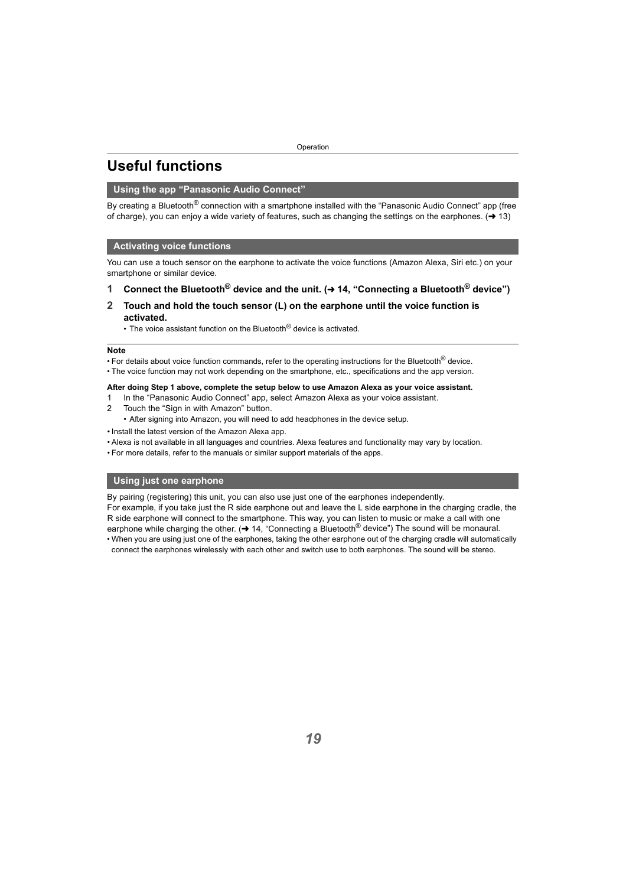# Useful functions

## Using the app “Panasonic Audio Connect”

By creating a Bluetooth® connection with a smartphone installed with the “Panasonic Audio Connect” app (free of charge), you can enjoy a wide variety of features, such as changing the settings on the earphones. (➜ 13)

## Activating voice functions

You can use a touch sensor on the earphone to activate the voice functions (Amazon Alexa, Siri etc.) on your smartphone or similar device.

**1 Connect the Bluetooth® device and the unit. (➜ 14, “Connecting a Bluetooth® device”)**

**2 Touch and hold the touch sensor (L) on the earphone until the voice function is activated.**

- The voice assistant function on the Bluetooth® device is activated.

**Note**

- For details about voice function commands, refer to the operating instructions for the Bluetooth® device.
- The voice function may not work depending on the smartphone, etc., specifications and the app version.

**After doing Step 1 above, complete the setup below to use Amazon Alexa as your voice assistant.**

1. In the “Panasonic Audio Connect” app, select Amazon Alexa as your voice assistant.
2. Touch the “Sign in with Amazon” button.
   - After signing into Amazon, you will need to add headphones in the device setup.

- Install the latest version of the Amazon Alexa app.
- Alexa is not available in all languages and countries. Alexa features and functionality may vary by location.
- For more details, refer to the manuals or similar support materials of the apps.

## Using just one earphone

By pairing (registering) this unit, you can also use just one of the earphones independently.
For example, if you take just the R side earphone out and leave the L side earphone in the charging cradle, the R side earphone will connect to the smartphone. This way, you can listen to music or make a call with one earphone while charging the other. (➜ 14, “Connecting a Bluetooth® device”) The sound will be monaural.

- When you are using just one of the earphones, taking the other earphone out of the charging cradle will automatically connect the earphones wirelessly with each other and switch use to both earphones. The sound will be stereo.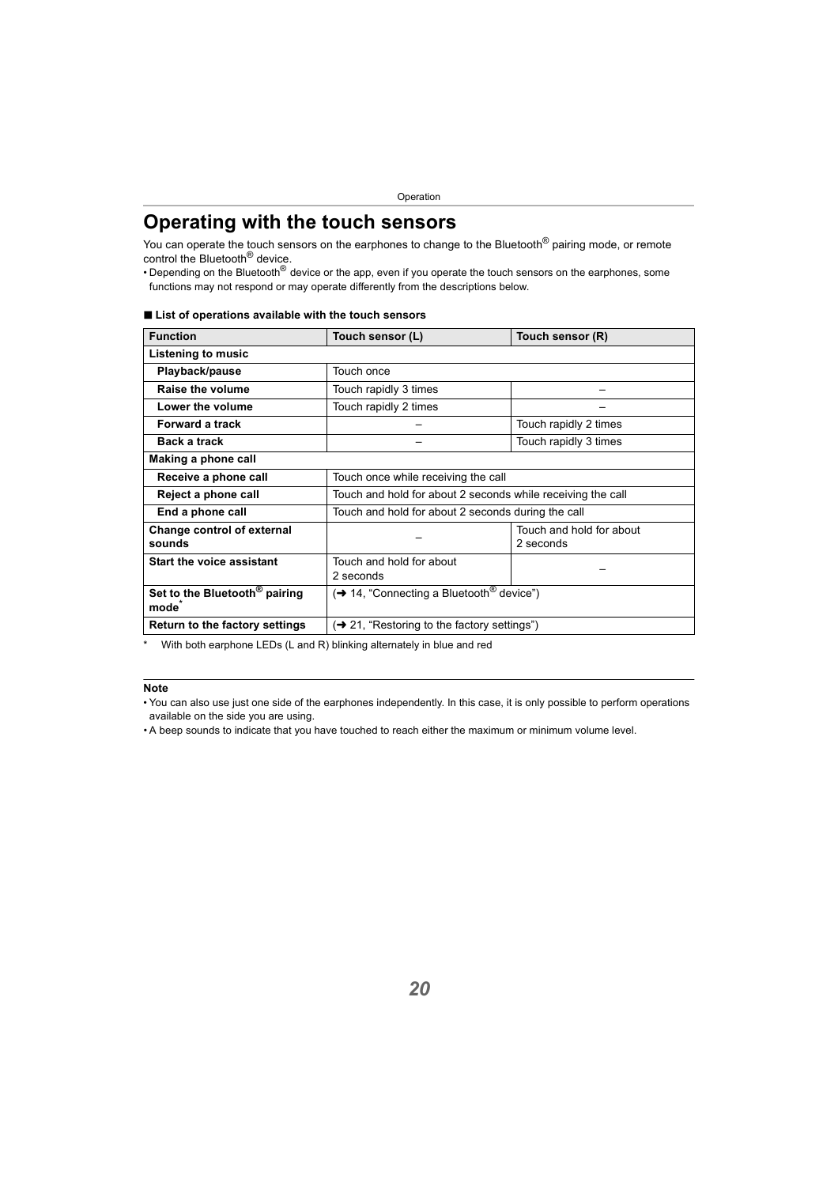# Operating with the touch sensors

You can operate the touch sensors on the earphones to change to the Bluetooth® pairing mode, or remote control the Bluetooth® device.

- Depending on the Bluetooth® device or the app, even if you operate the touch sensors on the earphones, some functions may not respond or may operate differently from the descriptions below.

## ■ List of operations available with the touch sensors

| Function | Touch sensor (L) | Touch sensor (R) |
|---|---|---|
| **Listening to music** | | |
| **Playback/pause** | Touch once | |
| **Raise the volume** | Touch rapidly 3 times | – |
| **Lower the volume** | Touch rapidly 2 times | – |
| **Forward a track** | – | Touch rapidly 2 times |
| **Back a track** | – | Touch rapidly 3 times |
| **Making a phone call** | | |
| **Receive a phone call** | Touch once while receiving the call | |
| **Reject a phone call** | Touch and hold for about 2 seconds while receiving the call | |
| **End a phone call** | Touch and hold for about 2 seconds during the call | |
| **Change control of external sounds** | – | Touch and hold for about 2 seconds |
| **Start the voice assistant** | Touch and hold for about 2 seconds | – |
| **Set to the Bluetooth® pairing mode*** | (➜ 14, "Connecting a Bluetooth® device") | |
| **Return to the factory settings** | (➜ 21, "Restoring to the factory settings") | |

\* With both earphone LEDs (L and R) blinking alternately in blue and red

**Note**

- You can also use just one side of the earphones independently. In this case, it is only possible to perform operations available on the side you are using.
- A beep sounds to indicate that you have touched to reach either the maximum or minimum volume level.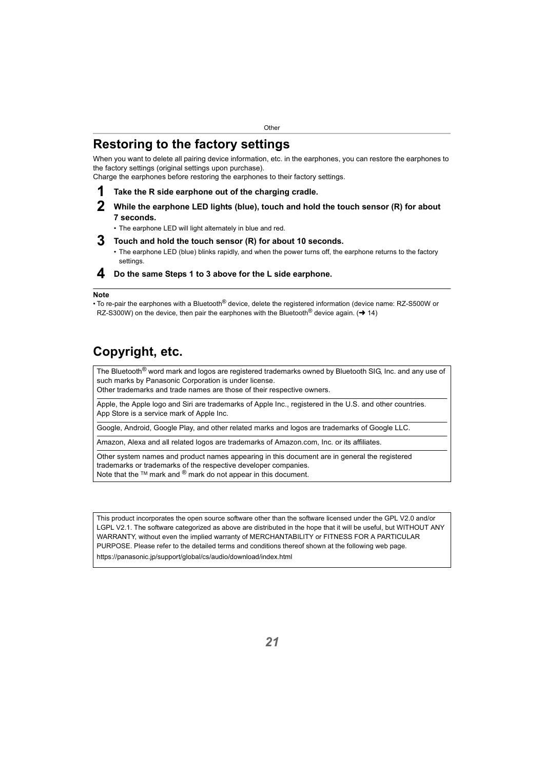## Restoring to the factory settings

When you want to delete all pairing device information, etc. in the earphones, you can restore the earphones to the factory settings (original settings upon purchase).
Charge the earphones before restoring the earphones to their factory settings.

**1 Take the R side earphone out of the charging cradle.**

**2 While the earphone LED lights (blue), touch and hold the touch sensor (R) for about 7 seconds.**

- The earphone LED will light alternately in blue and red.

**3 Touch and hold the touch sensor (R) for about 10 seconds.**

- The earphone LED (blue) blinks rapidly, and when the power turns off, the earphone returns to the factory settings.

**4 Do the same Steps 1 to 3 above for the L side earphone.**

**Note**

- To re-pair the earphones with a Bluetooth® device, delete the registered information (device name: RZ-S500W or RZ-S300W) on the device, then pair the earphones with the Bluetooth® device again. (➜ 14)

## Copyright, etc.

The Bluetooth® word mark and logos are registered trademarks owned by Bluetooth SIG, Inc. and any use of such marks by Panasonic Corporation is under license.
Other trademarks and trade names are those of their respective owners.

Apple, the Apple logo and Siri are trademarks of Apple Inc., registered in the U.S. and other countries.
App Store is a service mark of Apple Inc.

Google, Android, Google Play, and other related marks and logos are trademarks of Google LLC.

Amazon, Alexa and all related logos are trademarks of Amazon.com, Inc. or its affiliates.

Other system names and product names appearing in this document are in general the registered trademarks or trademarks of the respective developer companies.
Note that the ™ mark and ® mark do not appear in this document.

This product incorporates the open source software other than the software licensed under the GPL V2.0 and/or LGPL V2.1. The software categorized as above are distributed in the hope that it will be useful, but WITHOUT ANY WARRANTY, without even the implied warranty of MERCHANTABILITY or FITNESS FOR A PARTICULAR PURPOSE. Please refer to the detailed terms and conditions thereof shown at the following web page.
https://panasonic.jp/support/global/cs/audio/download/index.html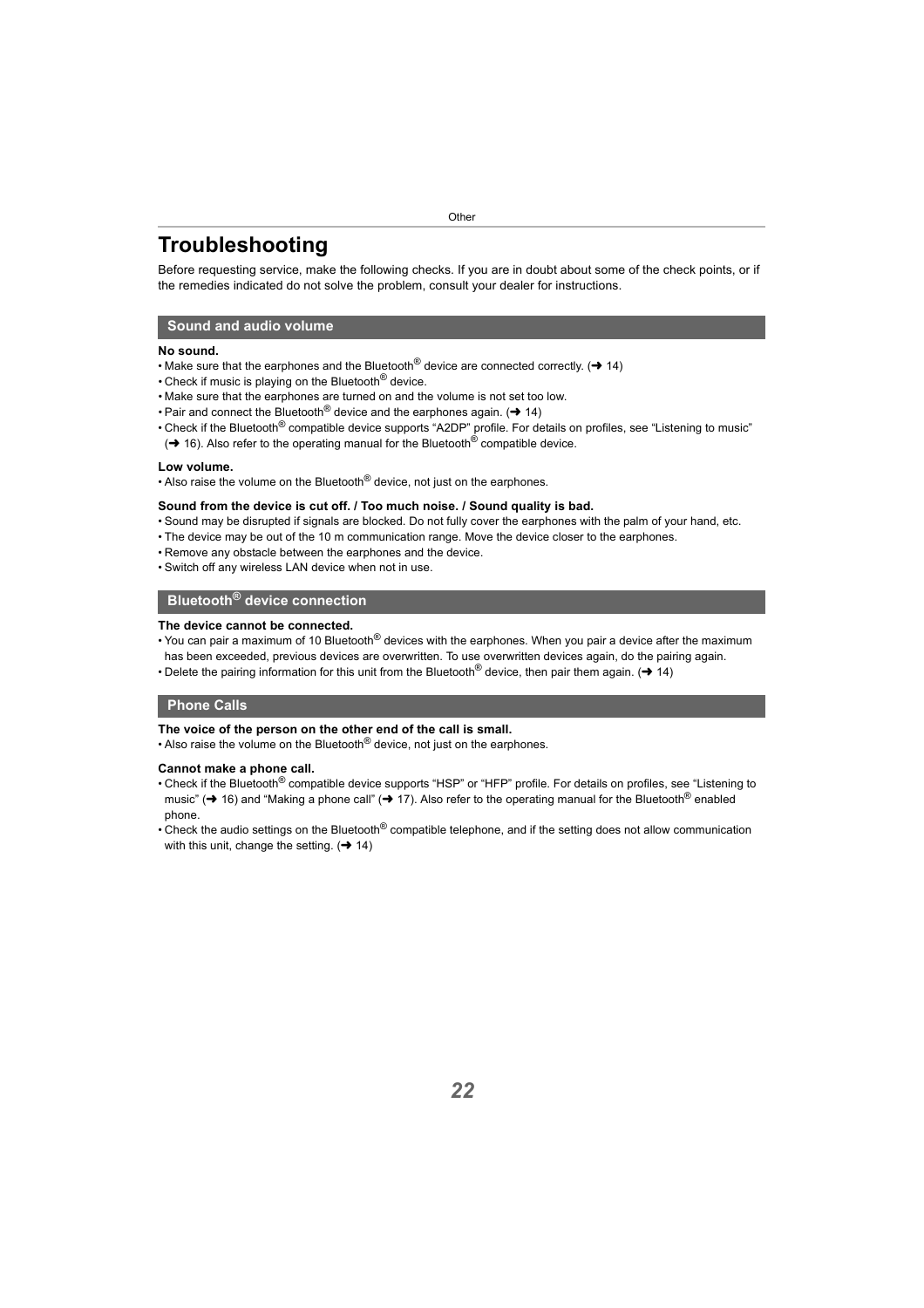# Troubleshooting

Before requesting service, make the following checks. If you are in doubt about some of the check points, or if the remedies indicated do not solve the problem, consult your dealer for instructions.

## Sound and audio volume

**No sound.**

- Make sure that the earphones and the Bluetooth® device are connected correctly. (➜ 14)
- Check if music is playing on the Bluetooth® device.
- Make sure that the earphones are turned on and the volume is not set too low.
- Pair and connect the Bluetooth® device and the earphones again. (➜ 14)
- Check if the Bluetooth® compatible device supports "A2DP" profile. For details on profiles, see "Listening to music" (➜ 16). Also refer to the operating manual for the Bluetooth® compatible device.

**Low volume.**

- Also raise the volume on the Bluetooth® device, not just on the earphones.

**Sound from the device is cut off. / Too much noise. / Sound quality is bad.**

- Sound may be disrupted if signals are blocked. Do not fully cover the earphones with the palm of your hand, etc.
- The device may be out of the 10 m communication range. Move the device closer to the earphones.
- Remove any obstacle between the earphones and the device.
- Switch off any wireless LAN device when not in use.

## Bluetooth® device connection

**The device cannot be connected.**

- You can pair a maximum of 10 Bluetooth® devices with the earphones. When you pair a device after the maximum has been exceeded, previous devices are overwritten. To use overwritten devices again, do the pairing again.
- Delete the pairing information for this unit from the Bluetooth® device, then pair them again. (➜ 14)

## Phone Calls

**The voice of the person on the other end of the call is small.**

- Also raise the volume on the Bluetooth® device, not just on the earphones.

**Cannot make a phone call.**

- Check if the Bluetooth® compatible device supports "HSP" or "HFP" profile. For details on profiles, see "Listening to music" (➜ 16) and "Making a phone call" (➜ 17). Also refer to the operating manual for the Bluetooth® enabled phone.
- Check the audio settings on the Bluetooth® compatible telephone, and if the setting does not allow communication with this unit, change the setting. (➜ 14)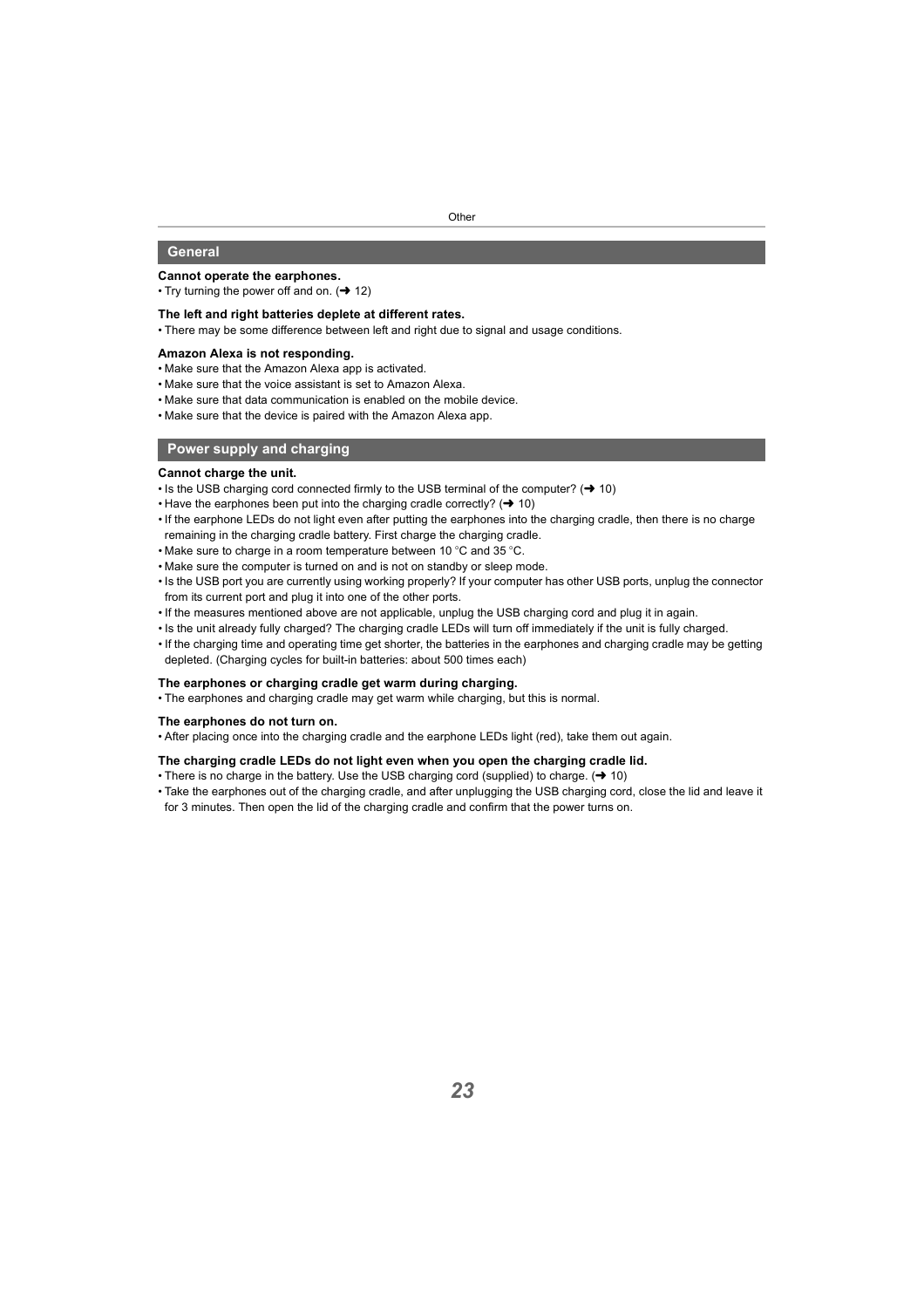## General

**Cannot operate the earphones.**

- Try turning the power off and on. (➜ 12)

**The left and right batteries deplete at different rates.**

- There may be some difference between left and right due to signal and usage conditions.

**Amazon Alexa is not responding.**

- Make sure that the Amazon Alexa app is activated.
- Make sure that the voice assistant is set to Amazon Alexa.
- Make sure that data communication is enabled on the mobile device.
- Make sure that the device is paired with the Amazon Alexa app.

## Power supply and charging

**Cannot charge the unit.**

- Is the USB charging cord connected firmly to the USB terminal of the computer? (➜ 10)
- Have the earphones been put into the charging cradle correctly? (➜ 10)
- If the earphone LEDs do not light even after putting the earphones into the charging cradle, then there is no charge remaining in the charging cradle battery. First charge the charging cradle.
- Make sure to charge in a room temperature between 10 °C and 35 °C.
- Make sure the computer is turned on and is not on standby or sleep mode.
- Is the USB port you are currently using working properly? If your computer has other USB ports, unplug the connector from its current port and plug it into one of the other ports.
- If the measures mentioned above are not applicable, unplug the USB charging cord and plug it in again.
- Is the unit already fully charged? The charging cradle LEDs will turn off immediately if the unit is fully charged.
- If the charging time and operating time get shorter, the batteries in the earphones and charging cradle may be getting depleted. (Charging cycles for built-in batteries: about 500 times each)

**The earphones or charging cradle get warm during charging.**

- The earphones and charging cradle may get warm while charging, but this is normal.

**The earphones do not turn on.**

- After placing once into the charging cradle and the earphone LEDs light (red), take them out again.

**The charging cradle LEDs do not light even when you open the charging cradle lid.**

- There is no charge in the battery. Use the USB charging cord (supplied) to charge. (➜ 10)
- Take the earphones out of the charging cradle, and after unplugging the USB charging cord, close the lid and leave it for 3 minutes. Then open the lid of the charging cradle and confirm that the power turns on.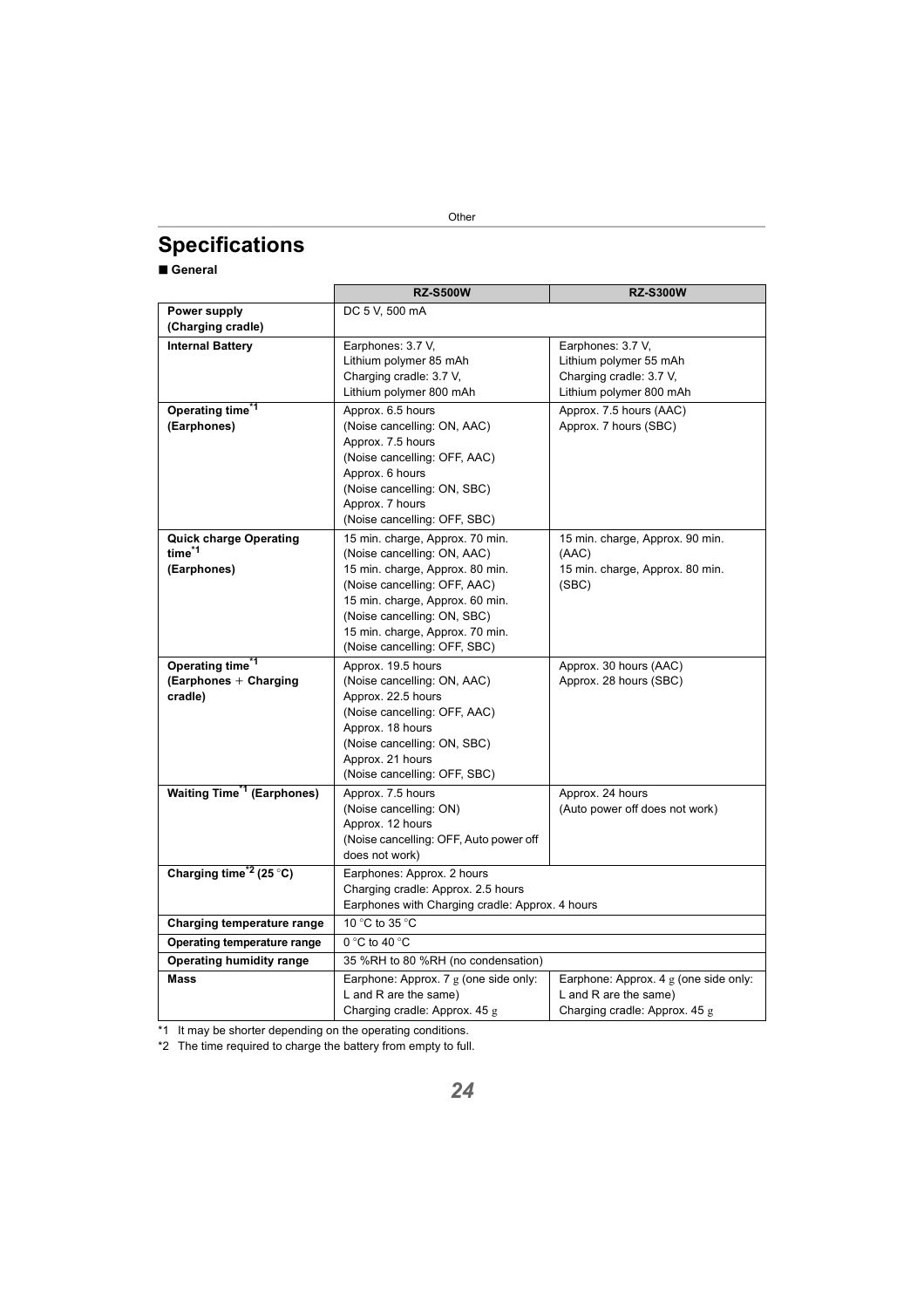# Specifications

■ **General**

| | RZ-S500W | RZ-S300W |
|---|---|---|
| **Power supply (Charging cradle)** | DC 5 V, 500 mA | |
| **Internal Battery** | Earphones: 3.7 V, Lithium polymer 85 mAh<br>Charging cradle: 3.7 V, Lithium polymer 800 mAh | Earphones: 3.7 V, Lithium polymer 55 mAh<br>Charging cradle: 3.7 V, Lithium polymer 800 mAh |
| **Operating time*1 (Earphones)** | Approx. 6.5 hours (Noise cancelling: ON, AAC)<br>Approx. 7.5 hours (Noise cancelling: OFF, AAC)<br>Approx. 6 hours (Noise cancelling: ON, SBC)<br>Approx. 7 hours (Noise cancelling: OFF, SBC) | Approx. 7.5 hours (AAC)<br>Approx. 7 hours (SBC) |
| **Quick charge Operating time*1 (Earphones)** | 15 min. charge, Approx. 70 min. (Noise cancelling: ON, AAC)<br>15 min. charge, Approx. 80 min. (Noise cancelling: OFF, AAC)<br>15 min. charge, Approx. 60 min. (Noise cancelling: ON, SBC)<br>15 min. charge, Approx. 70 min. (Noise cancelling: OFF, SBC) | 15 min. charge, Approx. 90 min. (AAC)<br>15 min. charge, Approx. 80 min. (SBC) |
| **Operating time*1 (Earphones + Charging cradle)** | Approx. 19.5 hours (Noise cancelling: ON, AAC)<br>Approx. 22.5 hours (Noise cancelling: OFF, AAC)<br>Approx. 18 hours (Noise cancelling: ON, SBC)<br>Approx. 21 hours (Noise cancelling: OFF, SBC) | Approx. 30 hours (AAC)<br>Approx. 28 hours (SBC) |
| **Waiting Time*1 (Earphones)** | Approx. 7.5 hours (Noise cancelling: ON)<br>Approx. 12 hours (Noise cancelling: OFF, Auto power off does not work) | Approx. 24 hours (Auto power off does not work) |
| **Charging time*2 (25 °C)** | Earphones: Approx. 2 hours<br>Charging cradle: Approx. 2.5 hours<br>Earphones with Charging cradle: Approx. 4 hours | |
| **Charging temperature range** | 10 °C to 35 °C | |
| **Operating temperature range** | 0 °C to 40 °C | |
| **Operating humidity range** | 35 %RH to 80 %RH (no condensation) | |
| **Mass** | Earphone: Approx. 7 g (one side only: L and R are the same)<br>Charging cradle: Approx. 45 g | Earphone: Approx. 4 g (one side only: L and R are the same)<br>Charging cradle: Approx. 45 g |

*1 It may be shorter depending on the operating conditions.

*2 The time required to charge the battery from empty to full.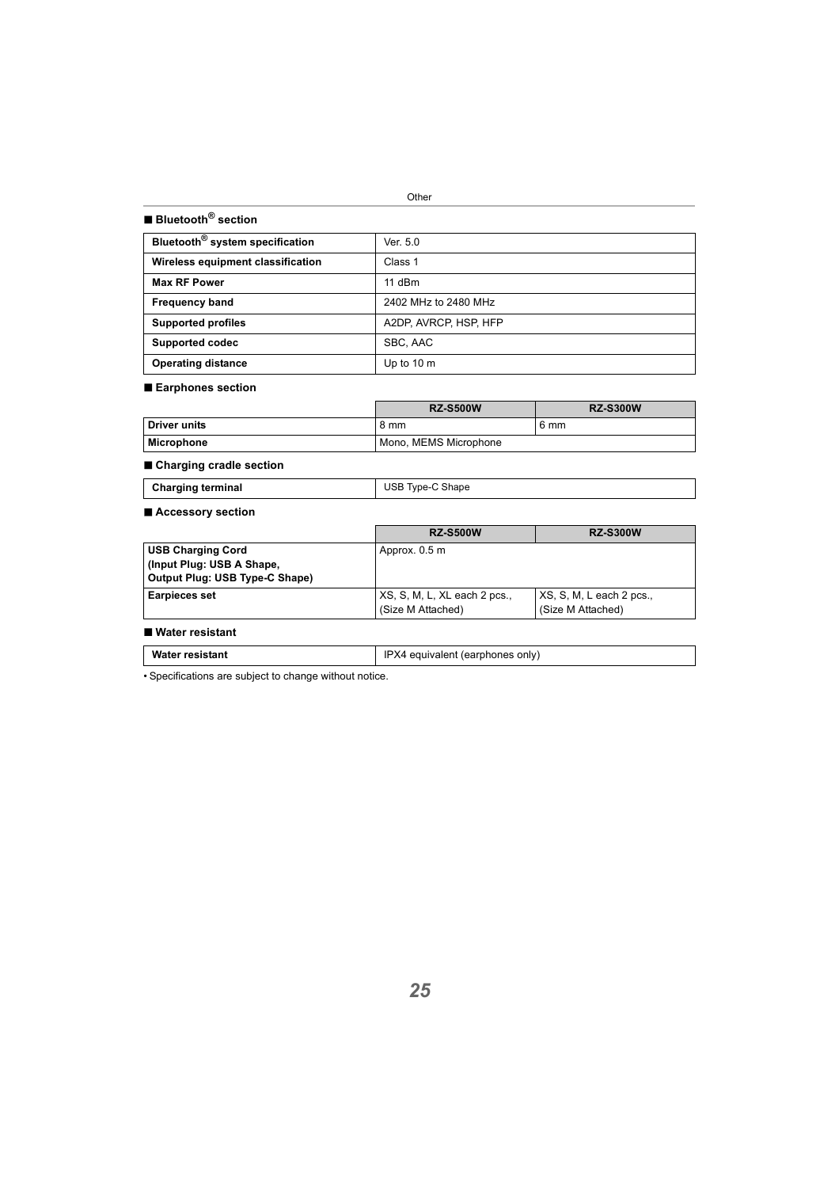## ■ Bluetooth® section

| | |
|---|---|
| **Bluetooth® system specification** | Ver. 5.0 |
| **Wireless equipment classification** | Class 1 |
| **Max RF Power** | 11 dBm |
| **Frequency band** | 2402 MHz to 2480 MHz |
| **Supported profiles** | A2DP, AVRCP, HSP, HFP |
| **Supported codec** | SBC, AAC |
| **Operating distance** | Up to 10 m |

## ■ Earphones section

| | RZ-S500W | RZ-S300W |
|---|---|---|
| **Driver units** | 8 mm | 6 mm |
| **Microphone** | Mono, MEMS Microphone | |

## ■ Charging cradle section

| | |
|---|---|
| **Charging terminal** | USB Type-C Shape |

## ■ Accessory section

| | RZ-S500W | RZ-S300W |
|---|---|---|
| **USB Charging Cord (Input Plug: USB A Shape, Output Plug: USB Type-C Shape)** | Approx. 0.5 m | |
| **Earpieces set** | XS, S, M, L, XL each 2 pcs., (Size M Attached) | XS, S, M, L each 2 pcs., (Size M Attached) |

## ■ Water resistant

| | |
|---|---|
| **Water resistant** | IPX4 equivalent (earphones only) |

• Specifications are subject to change without notice.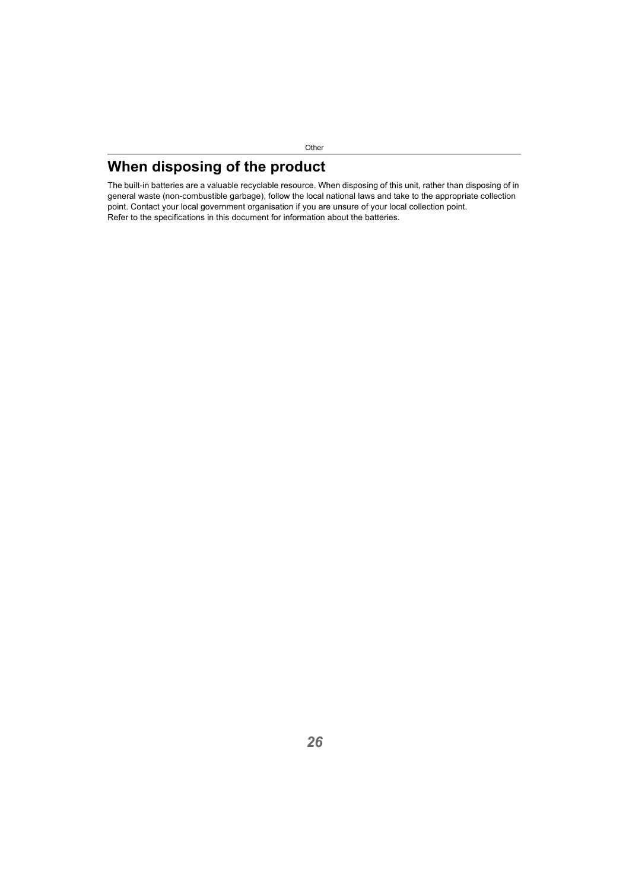# When disposing of the product

The built-in batteries are a valuable recyclable resource. When disposing of this unit, rather than disposing of in general waste (non-combustible garbage), follow the local national laws and take to the appropriate collection point. Contact your local government organisation if you are unsure of your local collection point.
Refer to the specifications in this document for information about the batteries.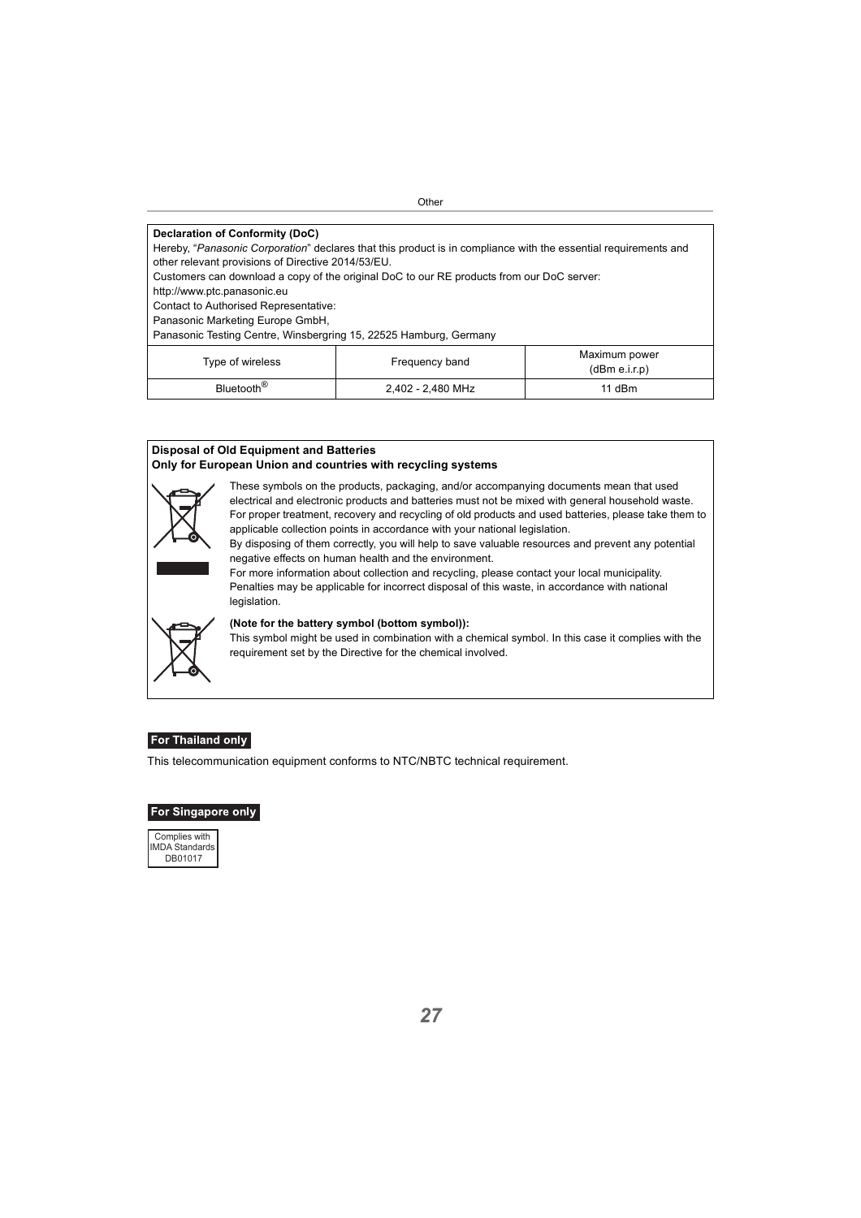**Declaration of Conformity (DoC)**

Hereby, "*Panasonic Corporation*" declares that this product is in compliance with the essential requirements and other relevant provisions of Directive 2014/53/EU.

Customers can download a copy of the original DoC to our RE products from our DoC server:

http://www.ptc.panasonic.eu

Contact to Authorised Representative:

Panasonic Marketing Europe GmbH,

Panasonic Testing Centre, Winsbergring 15, 22525 Hamburg, Germany

| Type of wireless | Frequency band | Maximum power (dBm e.i.r.p) |
|---|---|---|
| Bluetooth® | 2,402 - 2,480 MHz | 11 dBm |

**Disposal of Old Equipment and Batteries**
**Only for European Union and countries with recycling systems**

These symbols on the products, packaging, and/or accompanying documents mean that used electrical and electronic products and batteries must not be mixed with general household waste.
For proper treatment, recovery and recycling of old products and used batteries, please take them to applicable collection points in accordance with your national legislation.
By disposing of them correctly, you will help to save valuable resources and prevent any potential negative effects on human health and the environment.
For more information about collection and recycling, please contact your local municipality.
Penalties may be applicable for incorrect disposal of this waste, in accordance with national legislation.

**(Note for the battery symbol (bottom symbol)):**
This symbol might be used in combination with a chemical symbol. In this case it complies with the requirement set by the Directive for the chemical involved.

**For Thailand only**

This telecommunication equipment conforms to NTC/NBTC technical requirement.

**For Singapore only**

Complies with
IMDA Standards
DB01017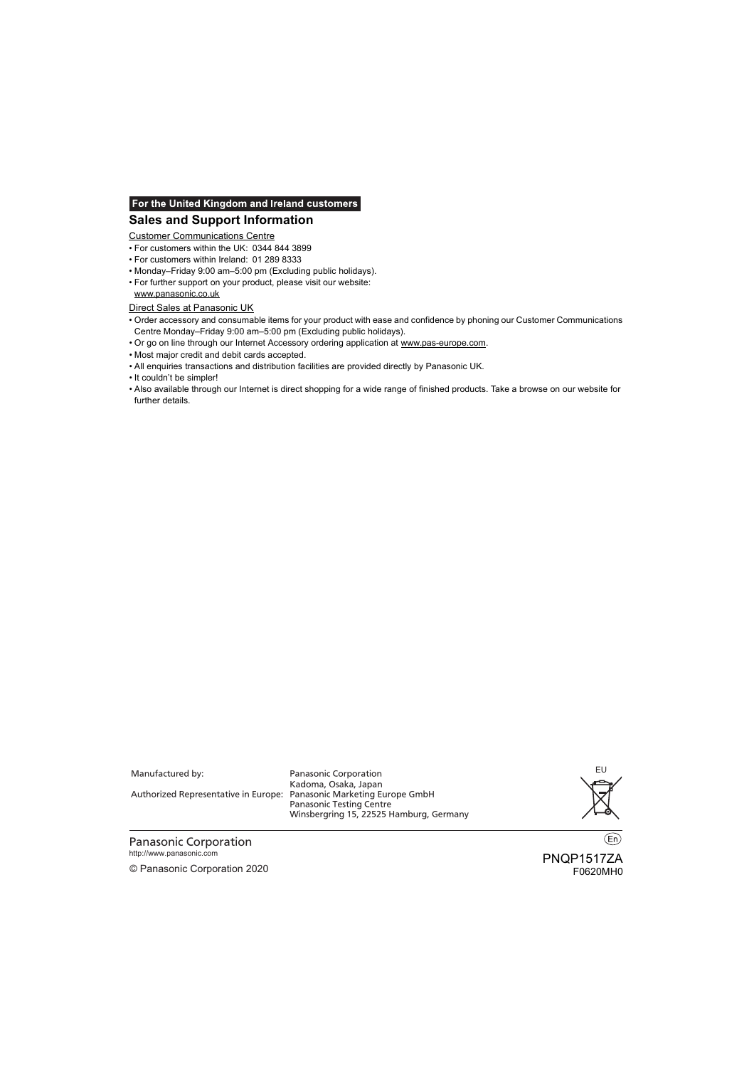**For the United Kingdom and Ireland customers**

## Sales and Support Information

Customer Communications Centre

- For customers within the UK: 0344 844 3899
- For customers within Ireland: 01 289 8333
- Monday–Friday 9:00 am–5:00 pm (Excluding public holidays).
- For further support on your product, please visit our website: www.panasonic.co.uk

Direct Sales at Panasonic UK

- Order accessory and consumable items for your product with ease and confidence by phoning our Customer Communications Centre Monday–Friday 9:00 am–5:00 pm (Excluding public holidays).
- Or go on line through our Internet Accessory ordering application at www.pas-europe.com.
- Most major credit and debit cards accepted.
- All enquiries transactions and distribution facilities are provided directly by Panasonic UK.
- It couldn't be simpler!
- Also available through our Internet is direct shopping for a wide range of finished products. Take a browse on our website for further details.

| | |
|---|---|
| Manufactured by: | Panasonic Corporation<br>Kadoma, Osaka, Japan |
| Authorized Representative in Europe: | Panasonic Marketing Europe GmbH<br>Panasonic Testing Centre<br>Winsbergring 15, 22525 Hamburg, Germany |

EU

Panasonic Corporation
http://www.panasonic.com

© Panasonic Corporation 2020

En

PNQP1517ZA
F0620MH0